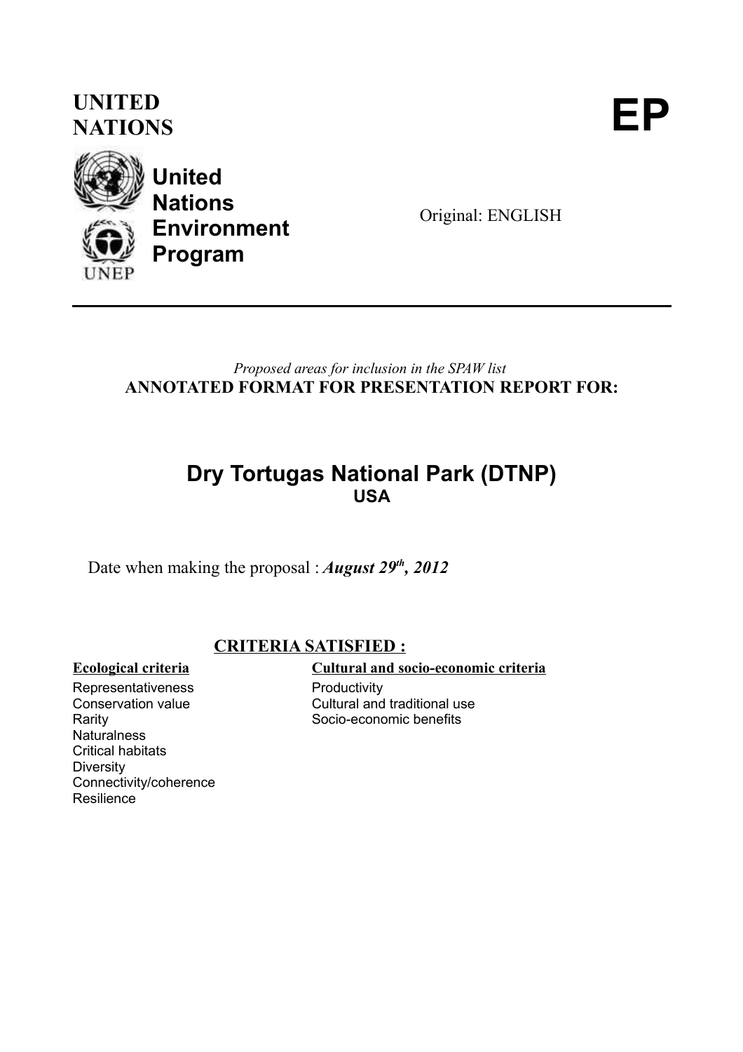**UNITED NATIONS**

# EP

**United Nations Environment Program**

Original: ENGLISH

---

*Proposed areas for inclusion in the SPAW list*

**ANNOTATED FORMAT FOR PRESENTATION REPORT FOR:**

## Dry Tortugas National Park (DTNP)

**USA**

Date when making the proposal : ***August 29th, 2012***

### CRITERIA SATISFIED :

**Ecological criteria**

- Representativeness
- Conservation value
- Rarity
- Naturalness
- Critical habitats
- Diversity
- Connectivity/coherence
- Resilience

**Cultural and socio-economic criteria**

- Productivity
- Cultural and traditional use
- Socio-economic benefits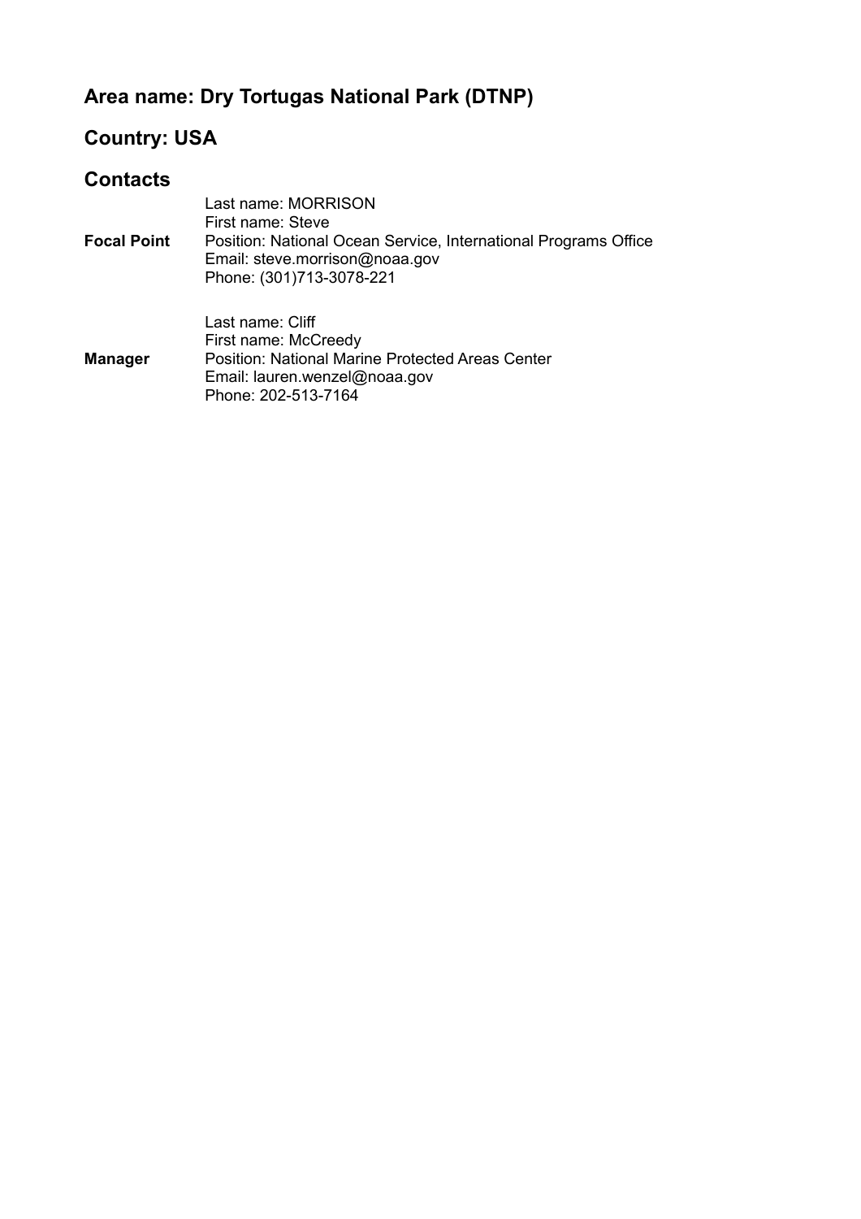## Area name: Dry Tortugas National Park (DTNP)

## Country: USA

## Contacts

**Focal Point**

Last name: MORRISON
First name: Steve
Position: National Ocean Service, International Programs Office
Email: steve.morrison@noaa.gov
Phone: (301)713-3078-221

**Manager**

Last name: Cliff
First name: McCreedy
Position: National Marine Protected Areas Center
Email: lauren.wenzel@noaa.gov
Phone: 202-513-7164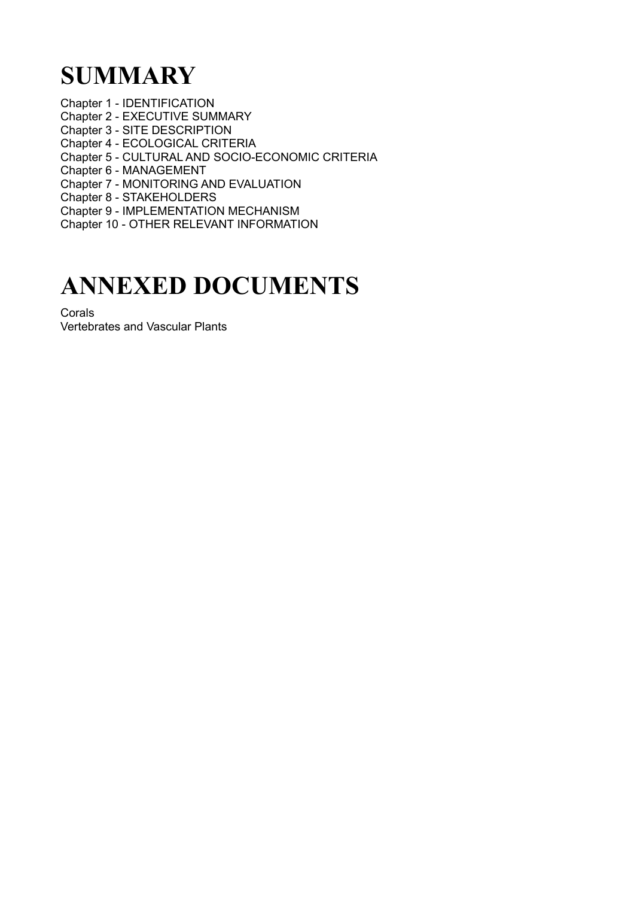# SUMMARY

Chapter 1 - IDENTIFICATION
Chapter 2 - EXECUTIVE SUMMARY
Chapter 3 - SITE DESCRIPTION
Chapter 4 - ECOLOGICAL CRITERIA
Chapter 5 - CULTURAL AND SOCIO-ECONOMIC CRITERIA
Chapter 6 - MANAGEMENT
Chapter 7 - MONITORING AND EVALUATION
Chapter 8 - STAKEHOLDERS
Chapter 9 - IMPLEMENTATION MECHANISM
Chapter 10 - OTHER RELEVANT INFORMATION

# ANNEXED DOCUMENTS

Corals
Vertebrates and Vascular Plants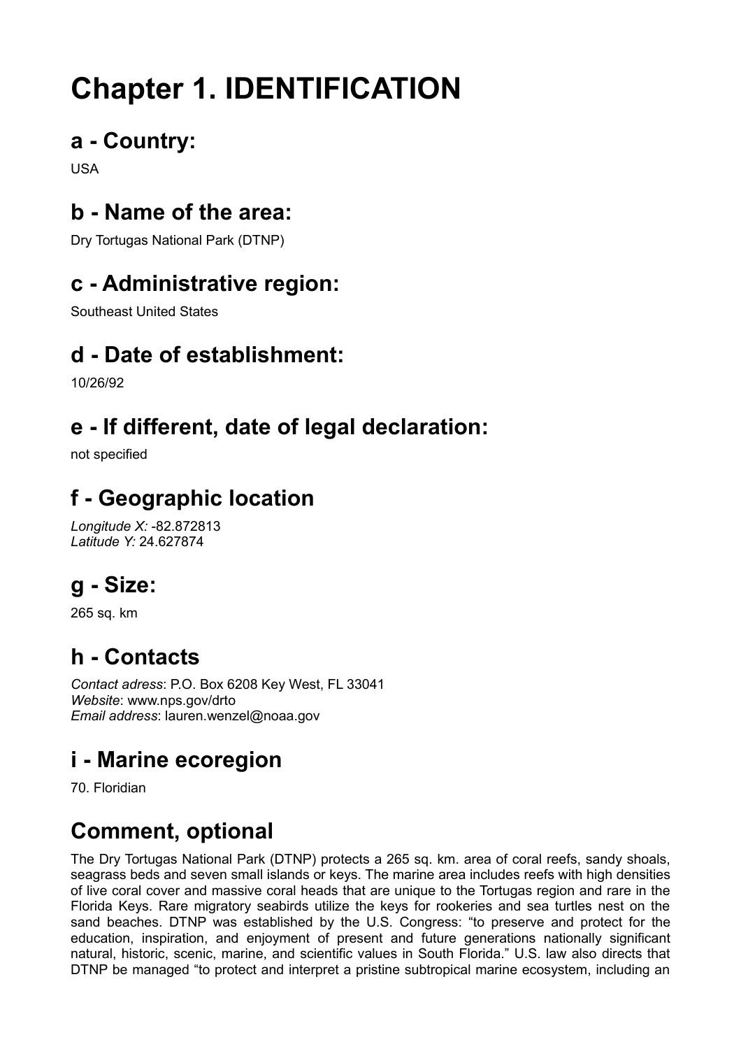# Chapter 1. IDENTIFICATION

## a - Country:

USA

## b - Name of the area:

Dry Tortugas National Park (DTNP)

## c - Administrative region:

Southeast United States

## d - Date of establishment:

10/26/92

## e - If different, date of legal declaration:

not specified

## f - Geographic location

*Longitude X:* -82.872813
*Latitude Y:* 24.627874

## g - Size:

265 sq. km

## h - Contacts

*Contact adress*: P.O. Box 6208 Key West, FL 33041
*Website*: www.nps.gov/drto
*Email address*: lauren.wenzel@noaa.gov

## i - Marine ecoregion

70. Floridian

## Comment, optional

The Dry Tortugas National Park (DTNP) protects a 265 sq. km. area of coral reefs, sandy shoals, seagrass beds and seven small islands or keys. The marine area includes reefs with high densities of live coral cover and massive coral heads that are unique to the Tortugas region and rare in the Florida Keys. Rare migratory seabirds utilize the keys for rookeries and sea turtles nest on the sand beaches. DTNP was established by the U.S. Congress: "to preserve and protect for the education, inspiration, and enjoyment of present and future generations nationally significant natural, historic, scenic, marine, and scientific values in South Florida." U.S. law also directs that DTNP be managed "to protect and interpret a pristine subtropical marine ecosystem, including an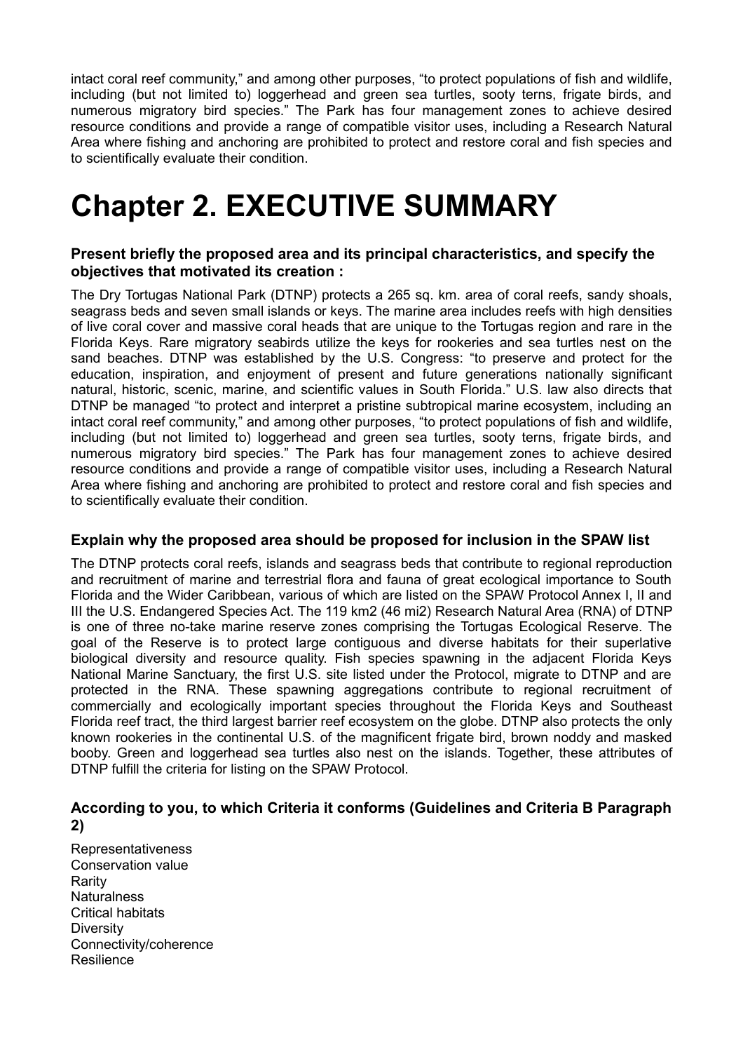intact coral reef community," and among other purposes, "to protect populations of fish and wildlife, including (but not limited to) loggerhead and green sea turtles, sooty terns, frigate birds, and numerous migratory bird species." The Park has four management zones to achieve desired resource conditions and provide a range of compatible visitor uses, including a Research Natural Area where fishing and anchoring are prohibited to protect and restore coral and fish species and to scientifically evaluate their condition.

# Chapter 2. EXECUTIVE SUMMARY

### Present briefly the proposed area and its principal characteristics, and specify the objectives that motivated its creation :

The Dry Tortugas National Park (DTNP) protects a 265 sq. km. area of coral reefs, sandy shoals, seagrass beds and seven small islands or keys. The marine area includes reefs with high densities of live coral cover and massive coral heads that are unique to the Tortugas region and rare in the Florida Keys. Rare migratory seabirds utilize the keys for rookeries and sea turtles nest on the sand beaches. DTNP was established by the U.S. Congress: "to preserve and protect for the education, inspiration, and enjoyment of present and future generations nationally significant natural, historic, scenic, marine, and scientific values in South Florida." U.S. law also directs that DTNP be managed "to protect and interpret a pristine subtropical marine ecosystem, including an intact coral reef community," and among other purposes, "to protect populations of fish and wildlife, including (but not limited to) loggerhead and green sea turtles, sooty terns, frigate birds, and numerous migratory bird species." The Park has four management zones to achieve desired resource conditions and provide a range of compatible visitor uses, including a Research Natural Area where fishing and anchoring are prohibited to protect and restore coral and fish species and to scientifically evaluate their condition.

### Explain why the proposed area should be proposed for inclusion in the SPAW list

The DTNP protects coral reefs, islands and seagrass beds that contribute to regional reproduction and recruitment of marine and terrestrial flora and fauna of great ecological importance to South Florida and the Wider Caribbean, various of which are listed on the SPAW Protocol Annex I, II and III the U.S. Endangered Species Act. The 119 km2 (46 mi2) Research Natural Area (RNA) of DTNP is one of three no-take marine reserve zones comprising the Tortugas Ecological Reserve. The goal of the Reserve is to protect large contiguous and diverse habitats for their superlative biological diversity and resource quality. Fish species spawning in the adjacent Florida Keys National Marine Sanctuary, the first U.S. site listed under the Protocol, migrate to DTNP and are protected in the RNA. These spawning aggregations contribute to regional recruitment of commercially and ecologically important species throughout the Florida Keys and Southeast Florida reef tract, the third largest barrier reef ecosystem on the globe. DTNP also protects the only known rookeries in the continental U.S. of the magnificent frigate bird, brown noddy and masked booby. Green and loggerhead sea turtles also nest on the islands. Together, these attributes of DTNP fulfill the criteria for listing on the SPAW Protocol.

### According to you, to which Criteria it conforms (Guidelines and Criteria B Paragraph 2)

Representativeness
Conservation value
Rarity
Naturalness
Critical habitats
Diversity
Connectivity/coherence
Resilience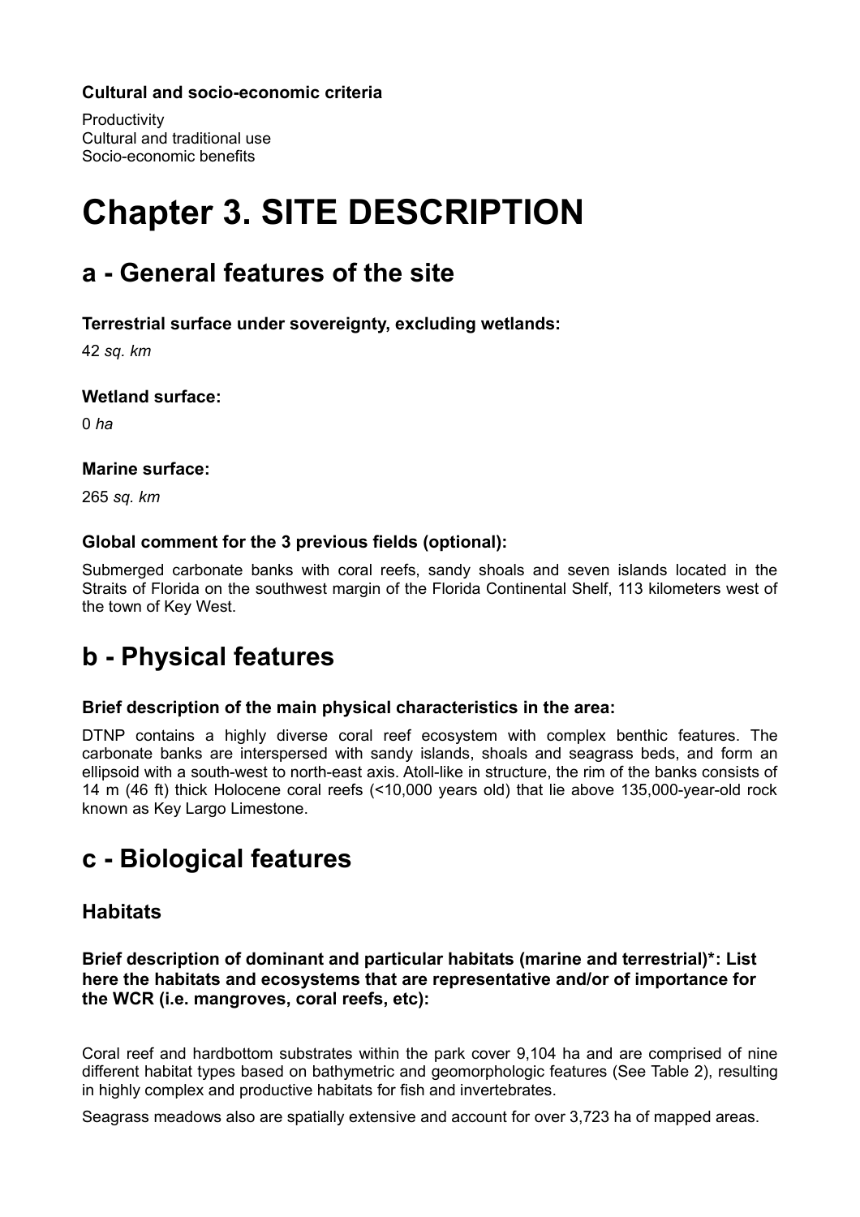**Cultural and socio-economic criteria**

Productivity
Cultural and traditional use
Socio-economic benefits

# Chapter 3. SITE DESCRIPTION

## a - General features of the site

**Terrestrial surface under sovereignty, excluding wetlands:**

42 *sq. km*

**Wetland surface:**

0 *ha*

**Marine surface:**

265 *sq. km*

**Global comment for the 3 previous fields (optional):**

Submerged carbonate banks with coral reefs, sandy shoals and seven islands located in the Straits of Florida on the southwest margin of the Florida Continental Shelf, 113 kilometers west of the town of Key West.

## b - Physical features

**Brief description of the main physical characteristics in the area:**

DTNP contains a highly diverse coral reef ecosystem with complex benthic features. The carbonate banks are interspersed with sandy islands, shoals and seagrass beds, and form an ellipsoid with a south-west to north-east axis. Atoll-like in structure, the rim of the banks consists of 14 m (46 ft) thick Holocene coral reefs (<10,000 years old) that lie above 135,000-year-old rock known as Key Largo Limestone.

## c - Biological features

### Habitats

**Brief description of dominant and particular habitats (marine and terrestrial)*: List here the habitats and ecosystems that are representative and/or of importance for the WCR (i.e. mangroves, coral reefs, etc):**

Coral reef and hardbottom substrates within the park cover 9,104 ha and are comprised of nine different habitat types based on bathymetric and geomorphologic features (See Table 2), resulting in highly complex and productive habitats for fish and invertebrates.

Seagrass meadows also are spatially extensive and account for over 3,723 ha of mapped areas.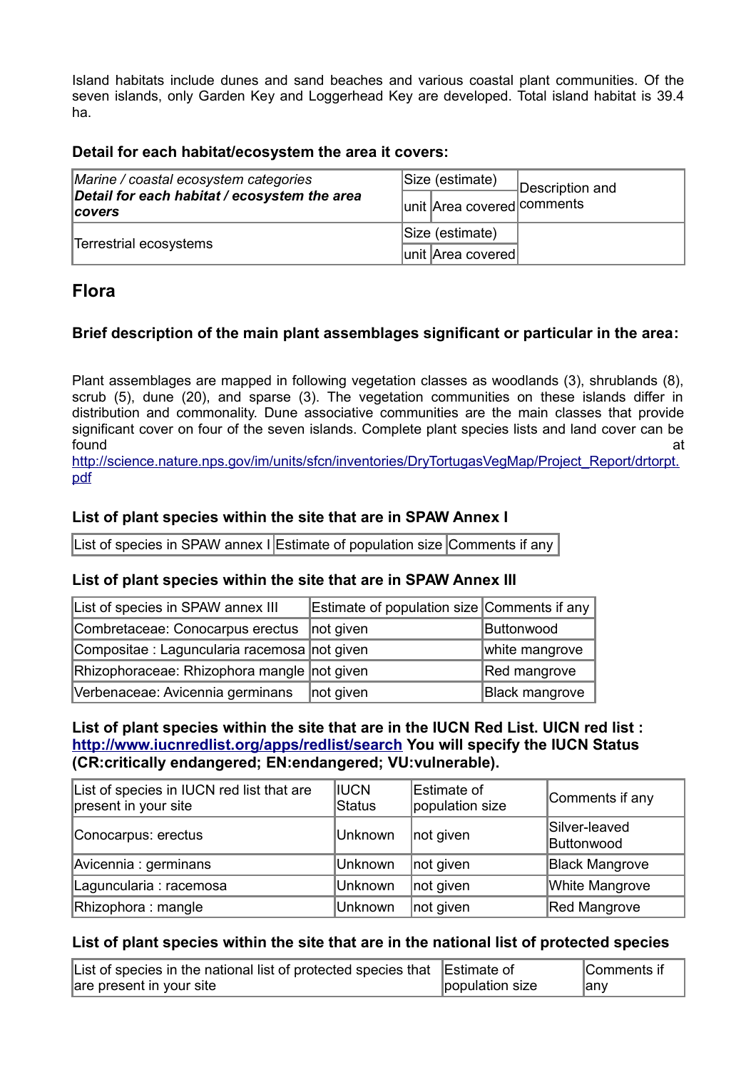Island habitats include dunes and sand beaches and various coastal plant communities. Of the seven islands, only Garden Key and Loggerhead Key are developed. Total island habitat is 39.4 ha.

### Detail for each habitat/ecosystem the area it covers:

| *Marine / coastal ecosystem categories* ***Detail for each habitat / ecosystem the area covers*** | Size (estimate) | | Description and comments |
|---|---|---|---|
| | unit | Area covered | |
| Terrestrial ecosystems | Size (estimate) | | |
| | unit | Area covered | |

## Flora

### Brief description of the main plant assemblages significant or particular in the area:

Plant assemblages are mapped in following vegetation classes as woodlands (3), shrublands (8), scrub (5), dune (20), and sparse (3). The vegetation communities on these islands differ in distribution and commonality. Dune associative communities are the main classes that provide significant cover on four of the seven islands. Complete plant species lists and land cover can be found at [http://science.nature.nps.gov/im/units/sfcn/inventories/DryTortugasVegMap/Project_Report/drtorpt.pdf](http://science.nature.nps.gov/im/units/sfcn/inventories/DryTortugasVegMap/Project_Report/drtorpt.pdf)

### List of plant species within the site that are in SPAW Annex I

| List of species in SPAW annex I | Estimate of population size | Comments if any |
|---|---|---|

### List of plant species within the site that are in SPAW Annex III

| List of species in SPAW annex III | Estimate of population size | Comments if any |
|---|---|---|
| Combretaceae: Conocarpus erectus | not given | Buttonwood |
| Compositae : Laguncularia racemosa | not given | white mangrove |
| Rhizophoraceae: Rhizophora mangle | not given | Red mangrove |
| Verbenaceae: Avicennia germinans | not given | Black mangrove |

### List of plant species within the site that are in the IUCN Red List. UICN red list : [http://www.iucnredlist.org/apps/redlist/search](http://www.iucnredlist.org/apps/redlist/search) You will specify the IUCN Status (CR:critically endangered; EN:endangered; VU:vulnerable).

| List of species in IUCN red list that are present in your site | IUCN Status | Estimate of population size | Comments if any |
|---|---|---|---|
| Conocarpus: erectus | Unknown | not given | Silver-leaved Buttonwood |
| Avicennia : germinans | Unknown | not given | Black Mangrove |
| Laguncularia : racemosa | Unknown | not given | White Mangrove |
| Rhizophora : mangle | Unknown | not given | Red Mangrove |

### List of plant species within the site that are in the national list of protected species

| List of species in the national list of protected species that are present in your site | Estimate of population size | Comments if any |
|---|---|---|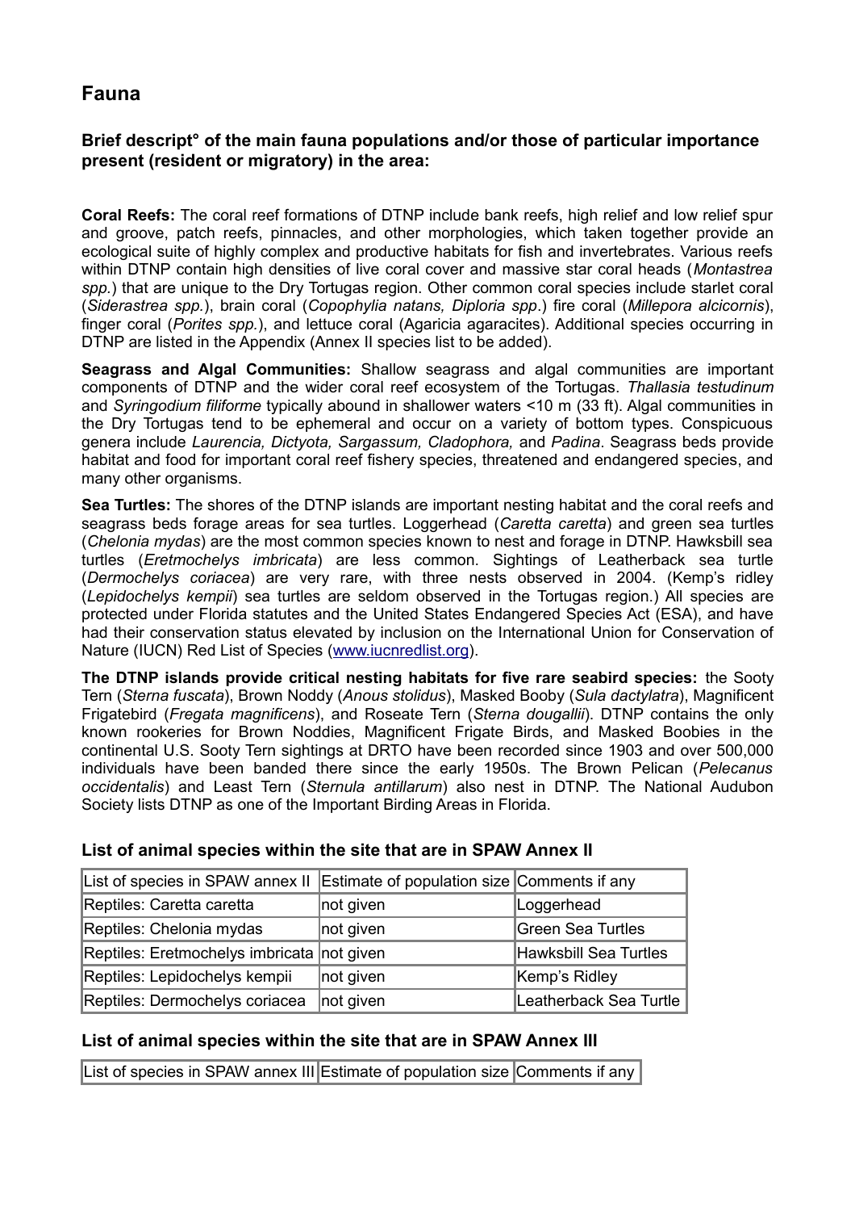## Fauna

### Brief descript° of the main fauna populations and/or those of particular importance present (resident or migratory) in the area:

**Coral Reefs:** The coral reef formations of DTNP include bank reefs, high relief and low relief spur and groove, patch reefs, pinnacles, and other morphologies, which taken together provide an ecological suite of highly complex and productive habitats for fish and invertebrates. Various reefs within DTNP contain high densities of live coral cover and massive star coral heads (*Montastrea spp.*) that are unique to the Dry Tortugas region. Other common coral species include starlet coral (*Siderastrea spp.*), brain coral (*Copophylia natans, Diploria spp*.) fire coral (*Millepora alcicornis*), finger coral (*Porites spp.*), and lettuce coral (Agaricia agaracites). Additional species occurring in DTNP are listed in the Appendix (Annex II species list to be added).

**Seagrass and Algal Communities:** Shallow seagrass and algal communities are important components of DTNP and the wider coral reef ecosystem of the Tortugas. *Thallasia testudinum* and *Syringodium filiforme* typically abound in shallower waters <10 m (33 ft). Algal communities in the Dry Tortugas tend to be ephemeral and occur on a variety of bottom types. Conspicuous genera include *Laurencia, Dictyota, Sargassum, Cladophora,* and *Padina*. Seagrass beds provide habitat and food for important coral reef fishery species, threatened and endangered species, and many other organisms.

**Sea Turtles:** The shores of the DTNP islands are important nesting habitat and the coral reefs and seagrass beds forage areas for sea turtles. Loggerhead (*Caretta caretta*) and green sea turtles (*Chelonia mydas*) are the most common species known to nest and forage in DTNP. Hawksbill sea turtles (*Eretmochelys imbricata*) are less common. Sightings of Leatherback sea turtle (*Dermochelys coriacea*) are very rare, with three nests observed in 2004. (Kemp's ridley (*Lepidochelys kempii*) sea turtles are seldom observed in the Tortugas region.) All species are protected under Florida statutes and the United States Endangered Species Act (ESA), and have had their conservation status elevated by inclusion on the International Union for Conservation of Nature (IUCN) Red List of Species (www.iucnredlist.org).

**The DTNP islands provide critical nesting habitats for five rare seabird species:** the Sooty Tern (*Sterna fuscata*), Brown Noddy (*Anous stolidus*), Masked Booby (*Sula dactylatra*), Magnificent Frigatebird (*Fregata magnificens*), and Roseate Tern (*Sterna dougallii*). DTNP contains the only known rookeries for Brown Noddies, Magnificent Frigate Birds, and Masked Boobies in the continental U.S. Sooty Tern sightings at DRTO have been recorded since 1903 and over 500,000 individuals have been banded there since the early 1950s. The Brown Pelican (*Pelecanus occidentalis*) and Least Tern (*Sternula antillarum*) also nest in DTNP. The National Audubon Society lists DTNP as one of the Important Birding Areas in Florida.

### List of animal species within the site that are in SPAW Annex II

| List of species in SPAW annex II | Estimate of population size | Comments if any |
|---|---|---|
| Reptiles: Caretta caretta | not given | Loggerhead |
| Reptiles: Chelonia mydas | not given | Green Sea Turtles |
| Reptiles: Eretmochelys imbricata | not given | Hawksbill Sea Turtles |
| Reptiles: Lepidochelys kempii | not given | Kemp's Ridley |
| Reptiles: Dermochelys coriacea | not given | Leatherback Sea Turtle |

### List of animal species within the site that are in SPAW Annex III

| List of species in SPAW annex III | Estimate of population size | Comments if any |
|---|---|---|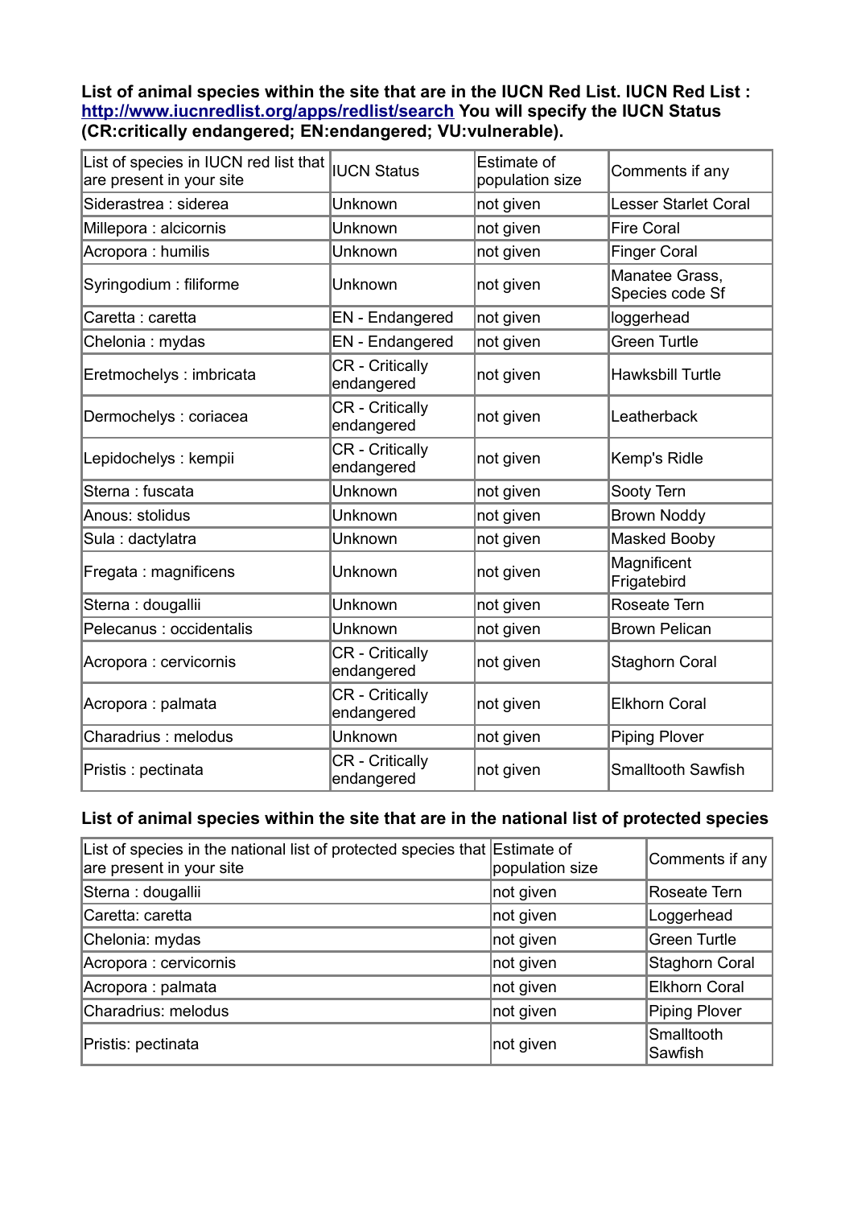**List of animal species within the site that are in the IUCN Red List. IUCN Red List : [http://www.iucnredlist.org/apps/redlist/search](http://www.iucnredlist.org/apps/redlist/search) You will specify the IUCN Status (CR:critically endangered; EN:endangered; VU:vulnerable).**

| List of species in IUCN red list that are present in your site | IUCN Status | Estimate of population size | Comments if any |
|---|---|---|---|
| Siderastrea : siderea | Unknown | not given | Lesser Starlet Coral |
| Millepora : alcicornis | Unknown | not given | Fire Coral |
| Acropora : humilis | Unknown | not given | Finger Coral |
| Syringodium : filiforme | Unknown | not given | Manatee Grass, Species code Sf |
| Caretta : caretta | EN - Endangered | not given | loggerhead |
| Chelonia : mydas | EN - Endangered | not given | Green Turtle |
| Eretmochelys : imbricata | CR - Critically endangered | not given | Hawksbill Turtle |
| Dermochelys : coriacea | CR - Critically endangered | not given | Leatherback |
| Lepidochelys : kempii | CR - Critically endangered | not given | Kemp's Ridle |
| Sterna : fuscata | Unknown | not given | Sooty Tern |
| Anous: stolidus | Unknown | not given | Brown Noddy |
| Sula : dactylatra | Unknown | not given | Masked Booby |
| Fregata : magnificens | Unknown | not given | Magnificent Frigatebird |
| Sterna : dougallii | Unknown | not given | Roseate Tern |
| Pelecanus : occidentalis | Unknown | not given | Brown Pelican |
| Acropora : cervicornis | CR - Critically endangered | not given | Staghorn Coral |
| Acropora : palmata | CR - Critically endangered | not given | Elkhorn Coral |
| Charadrius : melodus | Unknown | not given | Piping Plover |
| Pristis : pectinata | CR - Critically endangered | not given | Smalltooth Sawfish |

**List of animal species within the site that are in the national list of protected species**

| List of species in the national list of protected species that are present in your site | Estimate of population size | Comments if any |
|---|---|---|
| Sterna : dougallii | not given | Roseate Tern |
| Caretta: caretta | not given | Loggerhead |
| Chelonia: mydas | not given | Green Turtle |
| Acropora : cervicornis | not given | Staghorn Coral |
| Acropora : palmata | not given | Elkhorn Coral |
| Charadrius: melodus | not given | Piping Plover |
| Pristis: pectinata | not given | Smalltooth Sawfish |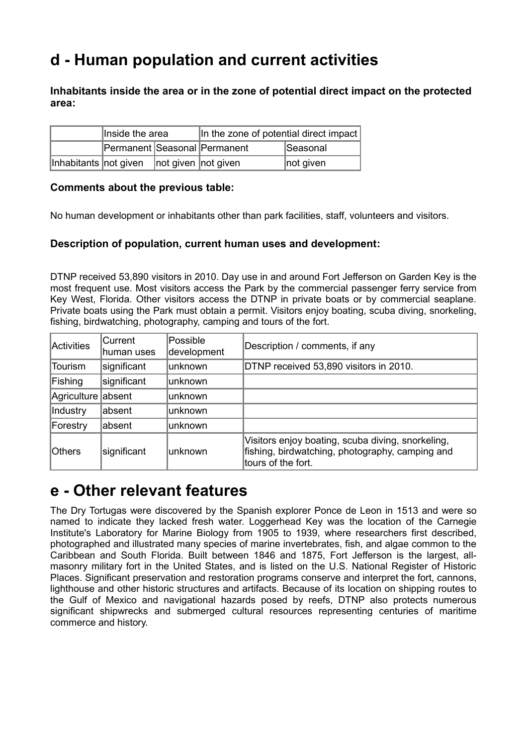# d - Human population and current activities

**Inhabitants inside the area or in the zone of potential direct impact on the protected area:**

| | Inside the area | | In the zone of potential direct impact | |
|---|---|---|---|---|
| | Permanent | Seasonal | Permanent | Seasonal |
| Inhabitants | not given | not given | not given | not given |

**Comments about the previous table:**

No human development or inhabitants other than park facilities, staff, volunteers and visitors.

**Description of population, current human uses and development:**

DTNP received 53,890 visitors in 2010. Day use in and around Fort Jefferson on Garden Key is the most frequent use. Most visitors access the Park by the commercial passenger ferry service from Key West, Florida. Other visitors access the DTNP in private boats or by commercial seaplane. Private boats using the Park must obtain a permit. Visitors enjoy boating, scuba diving, snorkeling, fishing, birdwatching, photography, camping and tours of the fort.

| Activities | Current human uses | Possible development | Description / comments, if any |
|---|---|---|---|
| Tourism | significant | unknown | DTNP received 53,890 visitors in 2010. |
| Fishing | significant | unknown | |
| Agriculture | absent | unknown | |
| Industry | absent | unknown | |
| Forestry | absent | unknown | |
| Others | significant | unknown | Visitors enjoy boating, scuba diving, snorkeling, fishing, birdwatching, photography, camping and tours of the fort. |

# e - Other relevant features

The Dry Tortugas were discovered by the Spanish explorer Ponce de Leon in 1513 and were so named to indicate they lacked fresh water. Loggerhead Key was the location of the Carnegie Institute's Laboratory for Marine Biology from 1905 to 1939, where researchers first described, photographed and illustrated many species of marine invertebrates, fish, and algae common to the Caribbean and South Florida. Built between 1846 and 1875, Fort Jefferson is the largest, all-masonry military fort in the United States, and is listed on the U.S. National Register of Historic Places. Significant preservation and restoration programs conserve and interpret the fort, cannons, lighthouse and other historic structures and artifacts. Because of its location on shipping routes to the Gulf of Mexico and navigational hazards posed by reefs, DTNP also protects numerous significant shipwrecks and submerged cultural resources representing centuries of maritime commerce and history.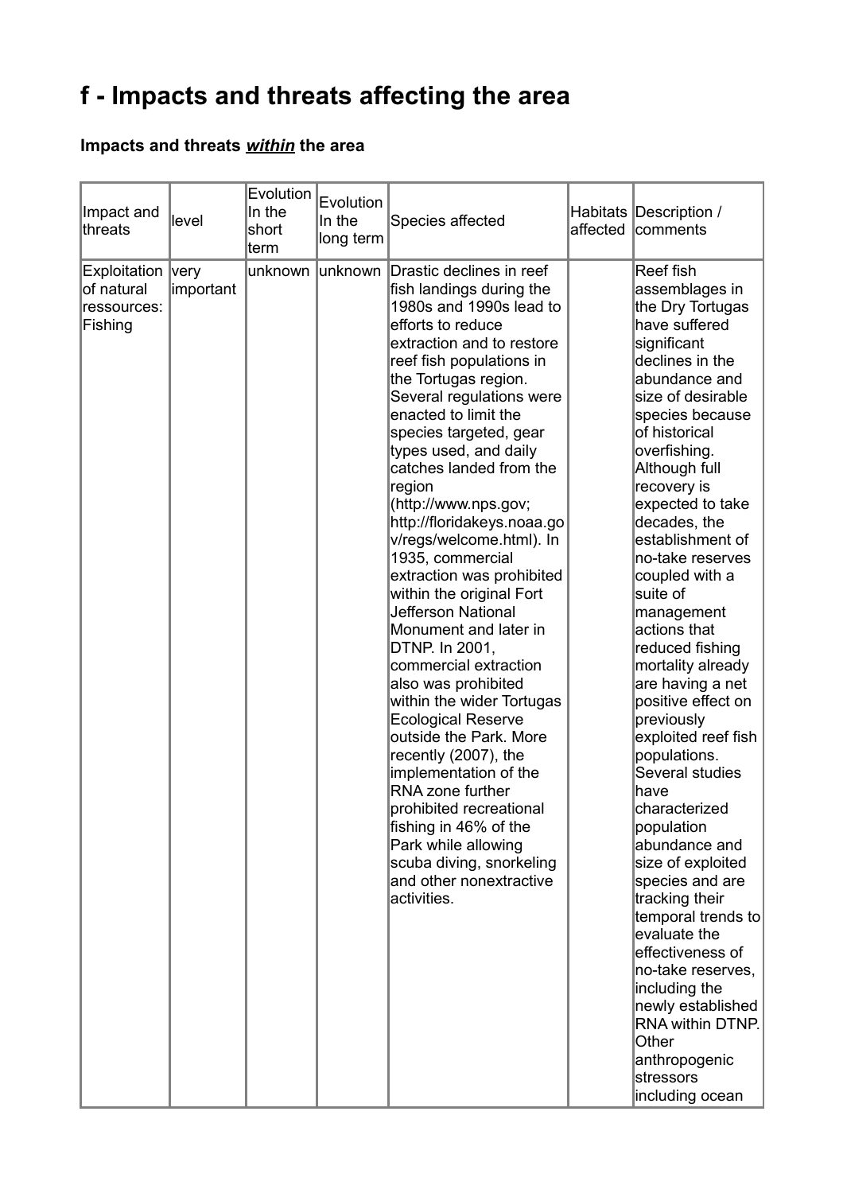# f - Impacts and threats affecting the area

### Impacts and threats ***within*** the area

| Impact and threats | level | Evolution In the short term | Evolution In the long term | Species affected | Habitats affected | Description / comments |
|---|---|---|---|---|---|---|
| Exploitation of natural ressources: Fishing | very important | unknown | unknown | Drastic declines in reef fish landings during the 1980s and 1990s lead to efforts to reduce extraction and to restore reef fish populations in the Tortugas region. Several regulations were enacted to limit the species targeted, gear types used, and daily catches landed from the region (http://www.nps.gov; http://floridakeys.noaa.gov/regs/welcome.html). In 1935, commercial extraction was prohibited within the original Fort Jefferson National Monument and later in DTNP. In 2001, commercial extraction also was prohibited within the wider Tortugas Ecological Reserve outside the Park. More recently (2007), the implementation of the RNA zone further prohibited recreational fishing in 46% of the Park while allowing scuba diving, snorkeling and other nonextractive activities. | | Reef fish assemblages in the Dry Tortugas have suffered significant declines in the abundance and size of desirable species because of historical overfishing. Although full recovery is expected to take decades, the establishment of no-take reserves coupled with a suite of management actions that reduced fishing mortality already are having a net positive effect on previously exploited reef fish populations. Several studies have characterized population abundance and size of exploited species and are tracking their temporal trends to evaluate the effectiveness of no-take reserves, including the newly established RNA within DTNP. Other anthropogenic stressors including ocean |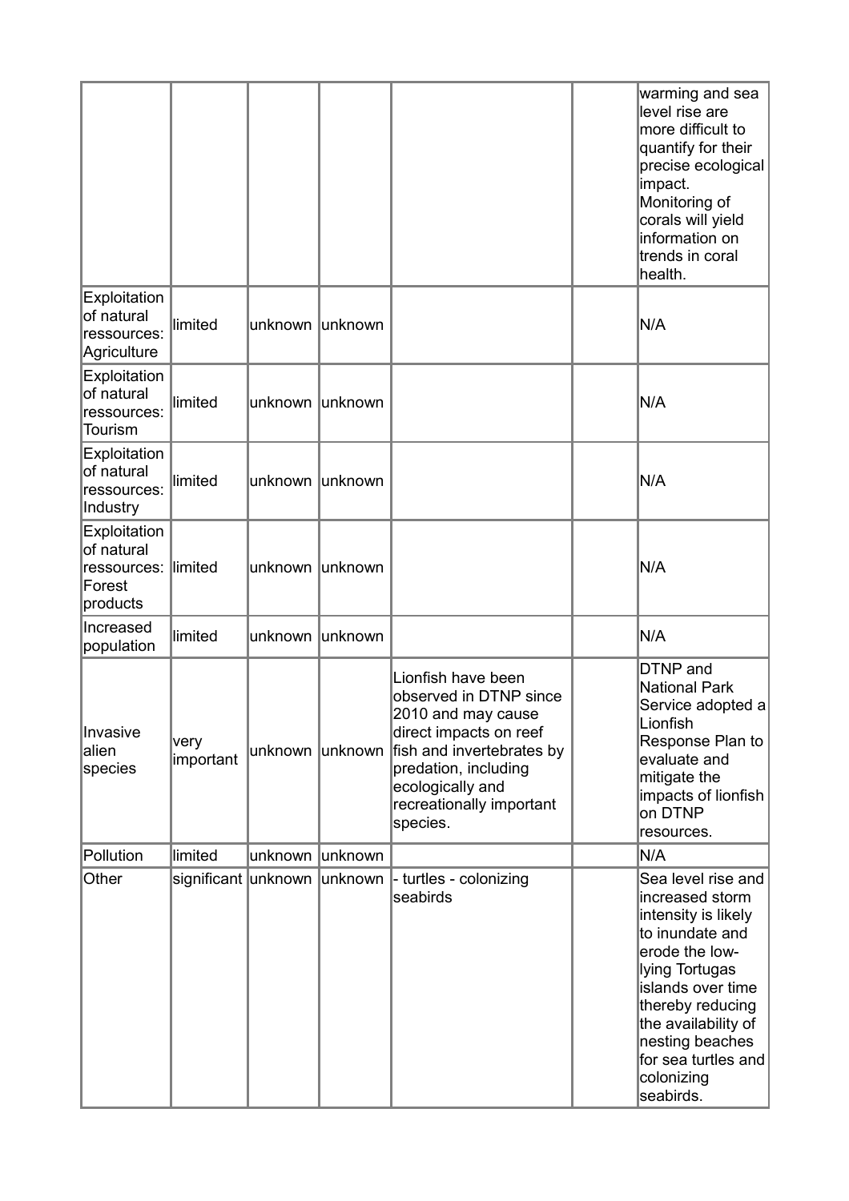| | | | | | | |
|---|---|---|---|---|---|---|
| | | | | | | warming and sea level rise are more difficult to quantify for their precise ecological impact. Monitoring of corals will yield information on trends in coral health. |
| Exploitation of natural ressources: Agriculture | limited | unknown | unknown | | | N/A |
| Exploitation of natural ressources: Tourism | limited | unknown | unknown | | | N/A |
| Exploitation of natural ressources: Industry | limited | unknown | unknown | | | N/A |
| Exploitation of natural ressources: Forest products | limited | unknown | unknown | | | N/A |
| Increased population | limited | unknown | unknown | | | N/A |
| Invasive alien species | very important | unknown | unknown | Lionfish have been observed in DTNP since 2010 and may cause direct impacts on reef fish and invertebrates by predation, including ecologically and recreationally important species. | | DTNP and National Park Service adopted a Lionfish Response Plan to evaluate and mitigate the impacts of lionfish on DTNP resources. |
| Pollution | limited | unknown | unknown | | | N/A |
| Other | significant | unknown | unknown | - turtles - colonizing seabirds | | Sea level rise and increased storm intensity is likely to inundate and erode the low-lying Tortugas islands over time thereby reducing the availability of nesting beaches for sea turtles and colonizing seabirds. |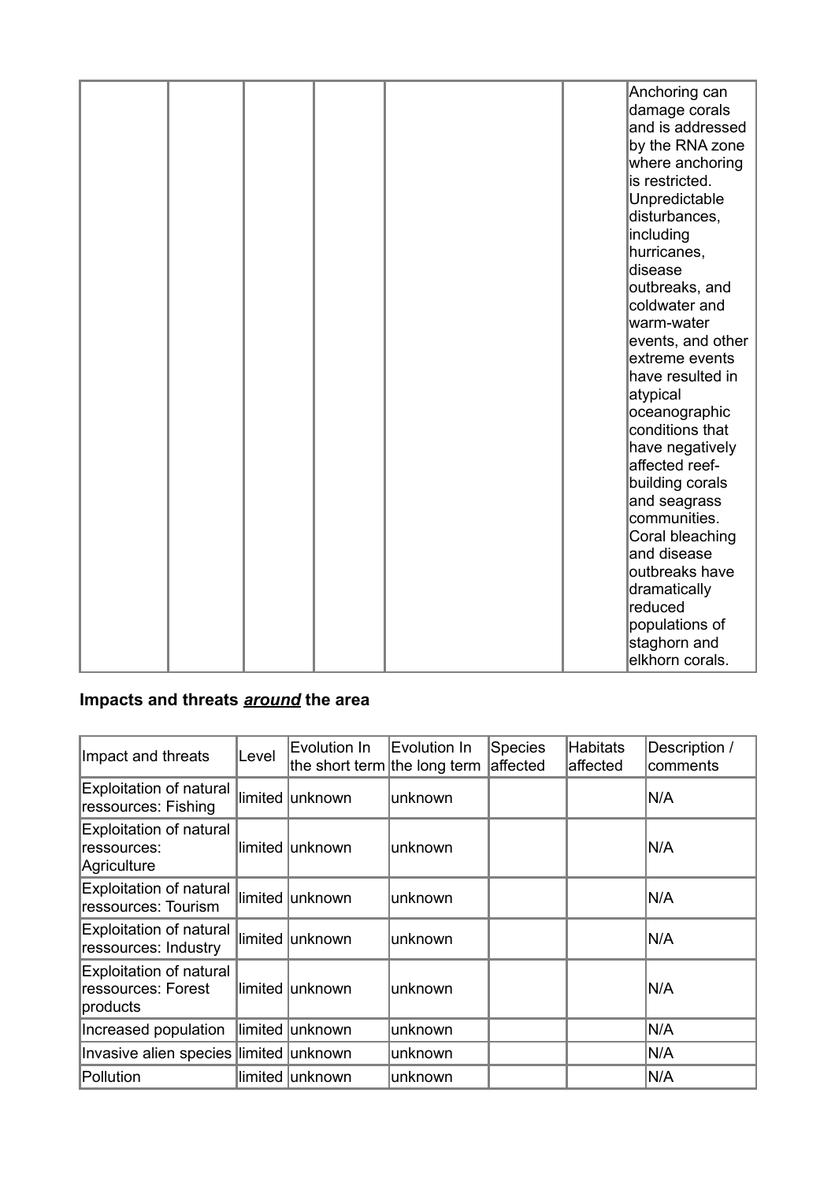|  |  |  |  |  |  | Anchoring can damage corals and is addressed by the RNA zone where anchoring is restricted. Unpredictable disturbances, including hurricanes, disease outbreaks, and coldwater and warm-water events, and other extreme events have resulted in atypical oceanographic conditions that have negatively affected reef-building corals and seagrass communities. Coral bleaching and disease outbreaks have dramatically reduced populations of staghorn and elkhorn corals. |
|---|---|---|---|---|---|---|

## Impacts and threats ***around*** the area

| Impact and threats | Level | Evolution In the short term | Evolution In the long term | Species affected | Habitats affected | Description / comments |
|---|---|---|---|---|---|---|
| Exploitation of natural ressources: Fishing | limited | unknown | unknown |  |  | N/A |
| Exploitation of natural ressources: Agriculture | limited | unknown | unknown |  |  | N/A |
| Exploitation of natural ressources: Tourism | limited | unknown | unknown |  |  | N/A |
| Exploitation of natural ressources: Industry | limited | unknown | unknown |  |  | N/A |
| Exploitation of natural ressources: Forest products | limited | unknown | unknown |  |  | N/A |
| Increased population | limited | unknown | unknown |  |  | N/A |
| Invasive alien species | limited | unknown | unknown |  |  | N/A |
| Pollution | limited | unknown | unknown |  |  | N/A |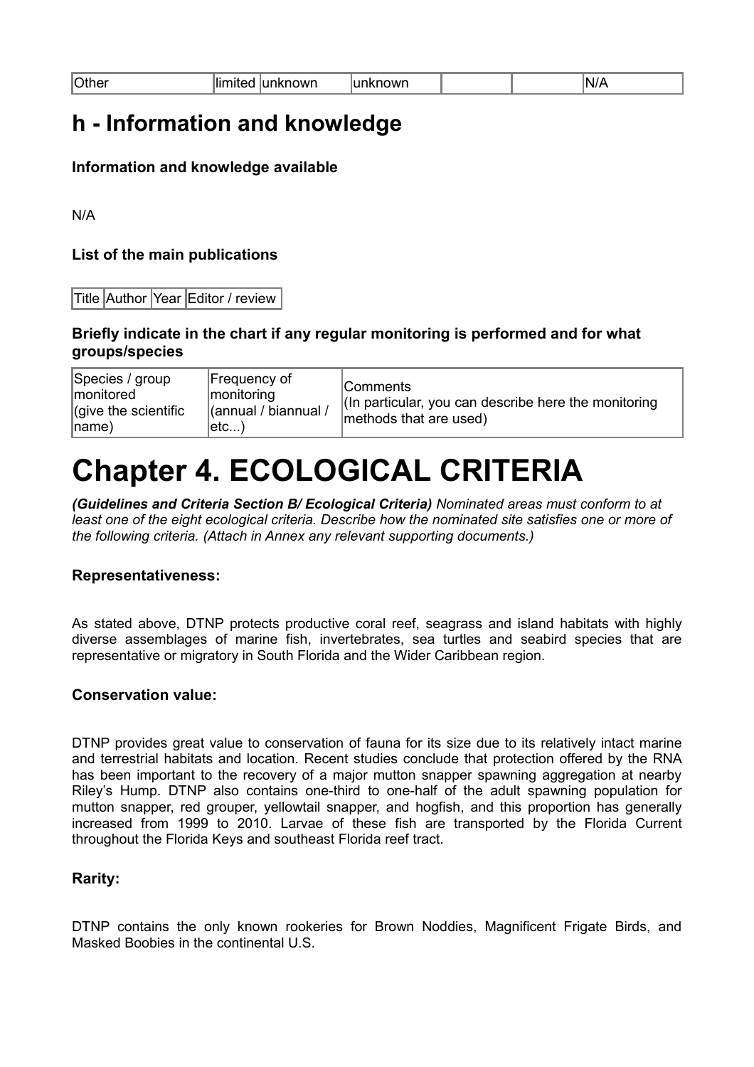| Other | limited | unknown | unknown | | | N/A |
|---|---|---|---|---|---|---|

## h - Information and knowledge

**Information and knowledge available**

N/A

**List of the main publications**

| Title | Author | Year | Editor / review |
|---|---|---|---|

**Briefly indicate in the chart if any regular monitoring is performed and for what groups/species**

| Species / group monitored (give the scientific name) | Frequency of monitoring (annual / biannual / etc...) | Comments (In particular, you can describe here the monitoring methods that are used) |
|---|---|---|

# Chapter 4. ECOLOGICAL CRITERIA

***(Guidelines and Criteria Section B/ Ecological Criteria)*** *Nominated areas must conform to at least one of the eight ecological criteria. Describe how the nominated site satisfies one or more of the following criteria. (Attach in Annex any relevant supporting documents.)*

**Representativeness:**

As stated above, DTNP protects productive coral reef, seagrass and island habitats with highly diverse assemblages of marine fish, invertebrates, sea turtles and seabird species that are representative or migratory in South Florida and the Wider Caribbean region.

**Conservation value:**

DTNP provides great value to conservation of fauna for its size due to its relatively intact marine and terrestrial habitats and location. Recent studies conclude that protection offered by the RNA has been important to the recovery of a major mutton snapper spawning aggregation at nearby Riley's Hump. DTNP also contains one-third to one-half of the adult spawning population for mutton snapper, red grouper, yellowtail snapper, and hogfish, and this proportion has generally increased from 1999 to 2010. Larvae of these fish are transported by the Florida Current throughout the Florida Keys and southeast Florida reef tract.

**Rarity:**

DTNP contains the only known rookeries for Brown Noddies, Magnificent Frigate Birds, and Masked Boobies in the continental U.S.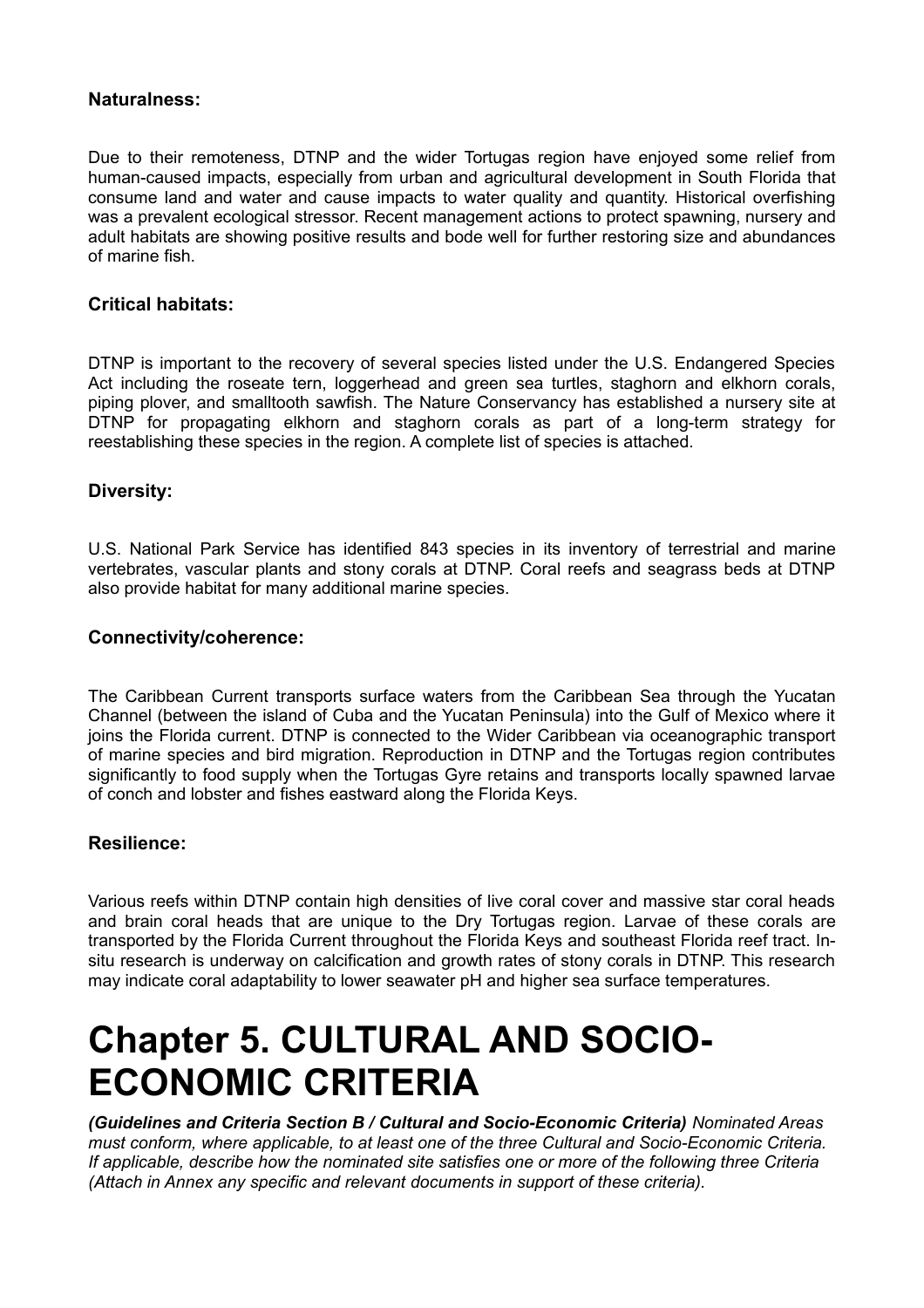**Naturalness:**

Due to their remoteness, DTNP and the wider Tortugas region have enjoyed some relief from human-caused impacts, especially from urban and agricultural development in South Florida that consume land and water and cause impacts to water quality and quantity. Historical overfishing was a prevalent ecological stressor. Recent management actions to protect spawning, nursery and adult habitats are showing positive results and bode well for further restoring size and abundances of marine fish.

**Critical habitats:**

DTNP is important to the recovery of several species listed under the U.S. Endangered Species Act including the roseate tern, loggerhead and green sea turtles, staghorn and elkhorn corals, piping plover, and smalltooth sawfish. The Nature Conservancy has established a nursery site at DTNP for propagating elkhorn and staghorn corals as part of a long-term strategy for reestablishing these species in the region. A complete list of species is attached.

**Diversity:**

U.S. National Park Service has identified 843 species in its inventory of terrestrial and marine vertebrates, vascular plants and stony corals at DTNP. Coral reefs and seagrass beds at DTNP also provide habitat for many additional marine species.

**Connectivity/coherence:**

The Caribbean Current transports surface waters from the Caribbean Sea through the Yucatan Channel (between the island of Cuba and the Yucatan Peninsula) into the Gulf of Mexico where it joins the Florida current. DTNP is connected to the Wider Caribbean via oceanographic transport of marine species and bird migration. Reproduction in DTNP and the Tortugas region contributes significantly to food supply when the Tortugas Gyre retains and transports locally spawned larvae of conch and lobster and fishes eastward along the Florida Keys.

**Resilience:**

Various reefs within DTNP contain high densities of live coral cover and massive star coral heads and brain coral heads that are unique to the Dry Tortugas region. Larvae of these corals are transported by the Florida Current throughout the Florida Keys and southeast Florida reef tract. In-situ research is underway on calcification and growth rates of stony corals in DTNP. This research may indicate coral adaptability to lower seawater pH and higher sea surface temperatures.

# Chapter 5. CULTURAL AND SOCIO-ECONOMIC CRITERIA

***(Guidelines and Criteria Section B / Cultural and Socio-Economic Criteria)*** *Nominated Areas must conform, where applicable, to at least one of the three Cultural and Socio-Economic Criteria. If applicable, describe how the nominated site satisfies one or more of the following three Criteria (Attach in Annex any specific and relevant documents in support of these criteria).*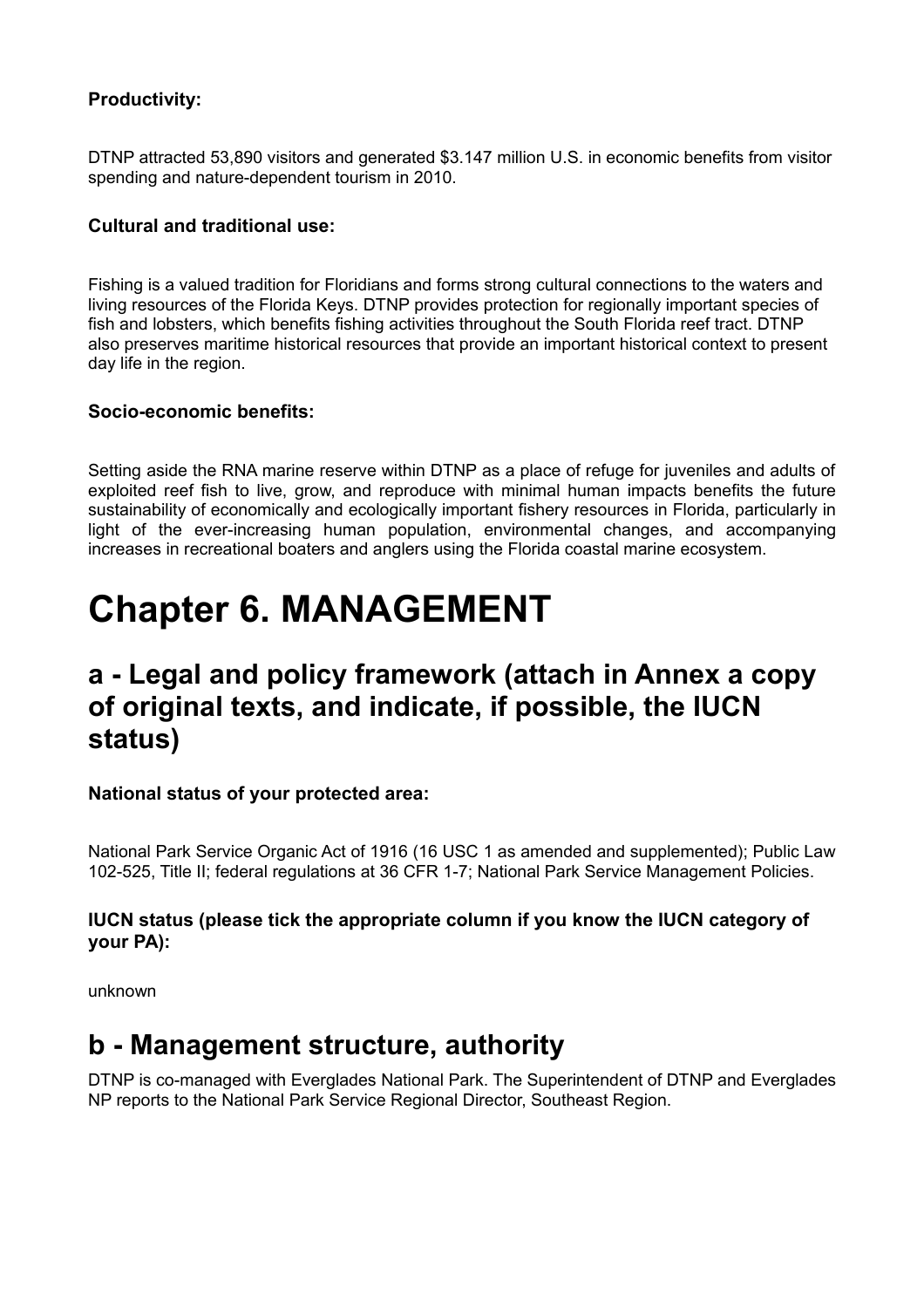**Productivity:**

DTNP attracted 53,890 visitors and generated $3.147 million U.S. in economic benefits from visitor spending and nature-dependent tourism in 2010.

**Cultural and traditional use:**

Fishing is a valued tradition for Floridians and forms strong cultural connections to the waters and living resources of the Florida Keys. DTNP provides protection for regionally important species of fish and lobsters, which benefits fishing activities throughout the South Florida reef tract. DTNP also preserves maritime historical resources that provide an important historical context to present day life in the region.

**Socio-economic benefits:**

Setting aside the RNA marine reserve within DTNP as a place of refuge for juveniles and adults of exploited reef fish to live, grow, and reproduce with minimal human impacts benefits the future sustainability of economically and ecologically important fishery resources in Florida, particularly in light of the ever-increasing human population, environmental changes, and accompanying increases in recreational boaters and anglers using the Florida coastal marine ecosystem.

# Chapter 6. MANAGEMENT

## a - Legal and policy framework (attach in Annex a copy of original texts, and indicate, if possible, the IUCN status)

**National status of your protected area:**

National Park Service Organic Act of 1916 (16 USC 1 as amended and supplemented); Public Law 102-525, Title II; federal regulations at 36 CFR 1-7; National Park Service Management Policies.

**IUCN status (please tick the appropriate column if you know the IUCN category of your PA):**

unknown

## b - Management structure, authority

DTNP is co-managed with Everglades National Park. The Superintendent of DTNP and Everglades NP reports to the National Park Service Regional Director, Southeast Region.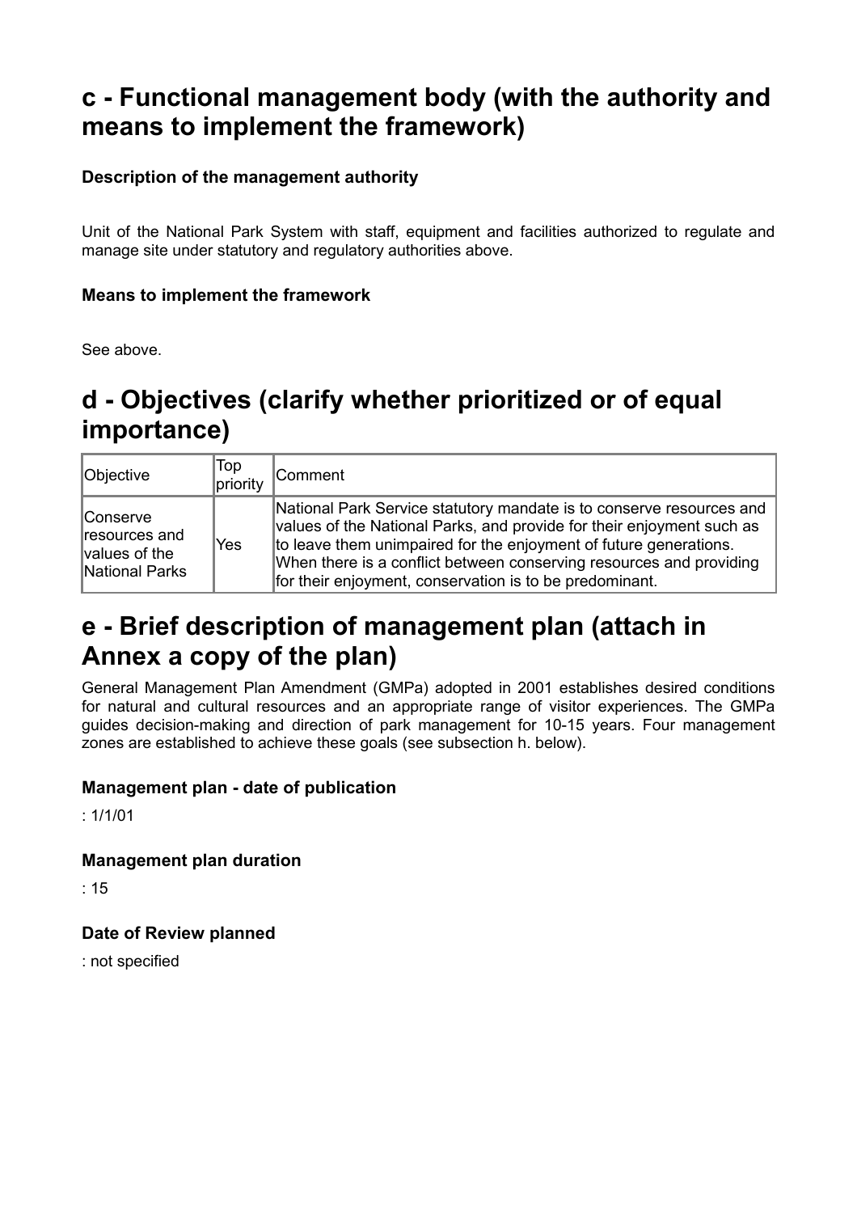## c - Functional management body (with the authority and means to implement the framework)

### Description of the management authority

Unit of the National Park System with staff, equipment and facilities authorized to regulate and manage site under statutory and regulatory authorities above.

### Means to implement the framework

See above.

## d - Objectives (clarify whether prioritized or of equal importance)

| Objective | Top priority | Comment |
| --- | --- | --- |
| Conserve resources and values of the National Parks | Yes | National Park Service statutory mandate is to conserve resources and values of the National Parks, and provide for their enjoyment such as to leave them unimpaired for the enjoyment of future generations. When there is a conflict between conserving resources and providing for their enjoyment, conservation is to be predominant. |

## e - Brief description of management plan (attach in Annex a copy of the plan)

General Management Plan Amendment (GMPa) adopted in 2001 establishes desired conditions for natural and cultural resources and an appropriate range of visitor experiences. The GMPa guides decision-making and direction of park management for 10-15 years. Four management zones are established to achieve these goals (see subsection h. below).

### Management plan - date of publication

: 1/1/01

### Management plan duration

: 15

### Date of Review planned

: not specified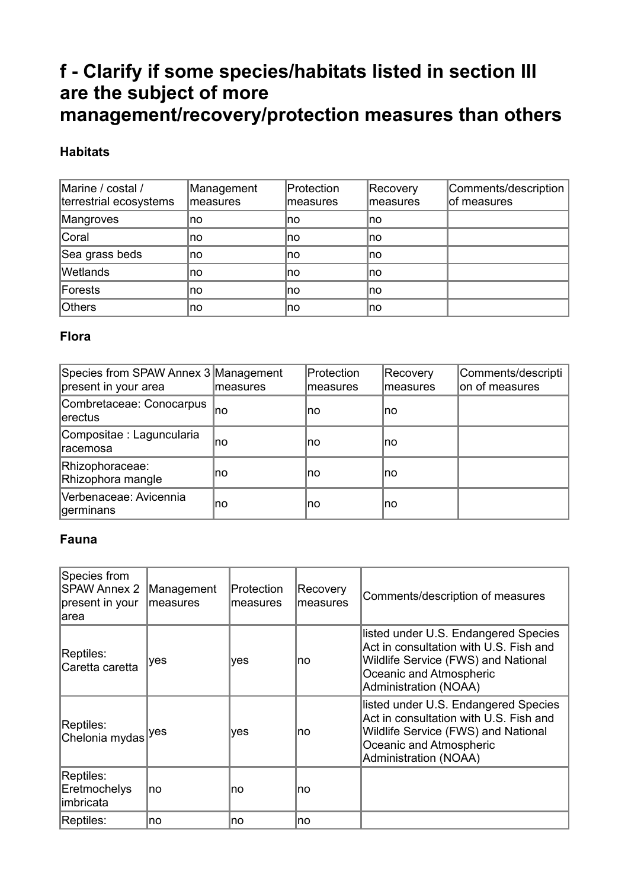## f - Clarify if some species/habitats listed in section III are the subject of more management/recovery/protection measures than others

### Habitats

| Marine / costal / terrestrial ecosystems | Management measures | Protection measures | Recovery measures | Comments/description of measures |
|---|---|---|---|---|
| Mangroves | no | no | no | |
| Coral | no | no | no | |
| Sea grass beds | no | no | no | |
| Wetlands | no | no | no | |
| Forests | no | no | no | |
| Others | no | no | no | |

### Flora

| Species from SPAW Annex 3 present in your area | Management measures | Protection measures | Recovery measures | Comments/description of measures |
|---|---|---|---|---|
| Combretaceae: Conocarpus erectus | no | no | no | |
| Compositae : Laguncularia racemosa | no | no | no | |
| Rhizophoraceae: Rhizophora mangle | no | no | no | |
| Verbenaceae: Avicennia germinans | no | no | no | |

### Fauna

| Species from SPAW Annex 2 present in your area | Management measures | Protection measures | Recovery measures | Comments/description of measures |
|---|---|---|---|---|
| Reptiles: Caretta caretta | yes | yes | no | listed under U.S. Endangered Species Act in consultation with U.S. Fish and Wildlife Service (FWS) and National Oceanic and Atmospheric Administration (NOAA) |
| Reptiles: Chelonia mydas | yes | yes | no | listed under U.S. Endangered Species Act in consultation with U.S. Fish and Wildlife Service (FWS) and National Oceanic and Atmospheric Administration (NOAA) |
| Reptiles: Eretmochelys imbricata | no | no | no | |
| Reptiles: | no | no | no | |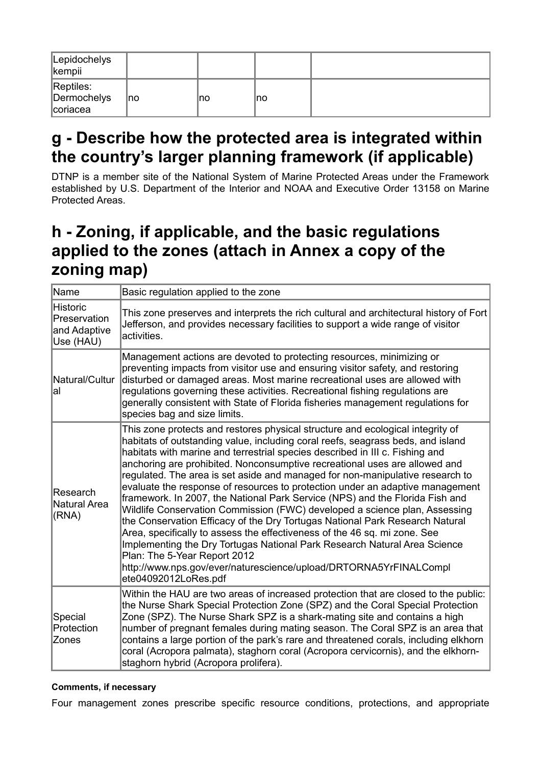| Lepidochelys kempii | | | | |
|---|---|---|---|---|
| Reptiles: Dermochelys coriacea | no | no | no | |

# g - Describe how the protected area is integrated within the country's larger planning framework (if applicable)

DTNP is a member site of the National System of Marine Protected Areas under the Framework established by U.S. Department of the Interior and NOAA and Executive Order 13158 on Marine Protected Areas.

# h - Zoning, if applicable, and the basic regulations applied to the zones (attach in Annex a copy of the zoning map)

| Name | Basic regulation applied to the zone |
|---|---|
| Historic Preservation and Adaptive Use (HAU) | This zone preserves and interprets the rich cultural and architectural history of Fort Jefferson, and provides necessary facilities to support a wide range of visitor activities. |
| Natural/Cultural | Management actions are devoted to protecting resources, minimizing or preventing impacts from visitor use and ensuring visitor safety, and restoring disturbed or damaged areas. Most marine recreational uses are allowed with regulations governing these activities. Recreational fishing regulations are generally consistent with State of Florida fisheries management regulations for species bag and size limits. |
| Research Natural Area (RNA) | This zone protects and restores physical structure and ecological integrity of habitats of outstanding value, including coral reefs, seagrass beds, and island habitats with marine and terrestrial species described in III c. Fishing and anchoring are prohibited. Nonconsumptive recreational uses are allowed and regulated. The area is set aside and managed for non-manipulative research to evaluate the response of resources to protection under an adaptive management framework. In 2007, the National Park Service (NPS) and the Florida Fish and Wildlife Conservation Commission (FWC) developed a science plan, Assessing the Conservation Efficacy of the Dry Tortugas National Park Research Natural Area, specifically to assess the effectiveness of the 46 sq. mi zone. See Implementing the Dry Tortugas National Park Research Natural Area Science Plan: The 5-Year Report 2012 http://www.nps.gov/ever/naturescience/upload/DRTORNA5YrFINALComplete04092012LoRes.pdf |
| Special Protection Zones | Within the HAU are two areas of increased protection that are closed to the public: the Nurse Shark Special Protection Zone (SPZ) and the Coral Special Protection Zone (SPZ). The Nurse Shark SPZ is a shark-mating site and contains a high number of pregnant females during mating season. The Coral SPZ is an area that contains a large portion of the park's rare and threatened corals, including elkhorn coral (Acropora palmata), staghorn coral (Acropora cervicornis), and the elkhorn-staghorn hybrid (Acropora prolifera). |

**Comments, if necessary**

Four management zones prescribe specific resource conditions, protections, and appropriate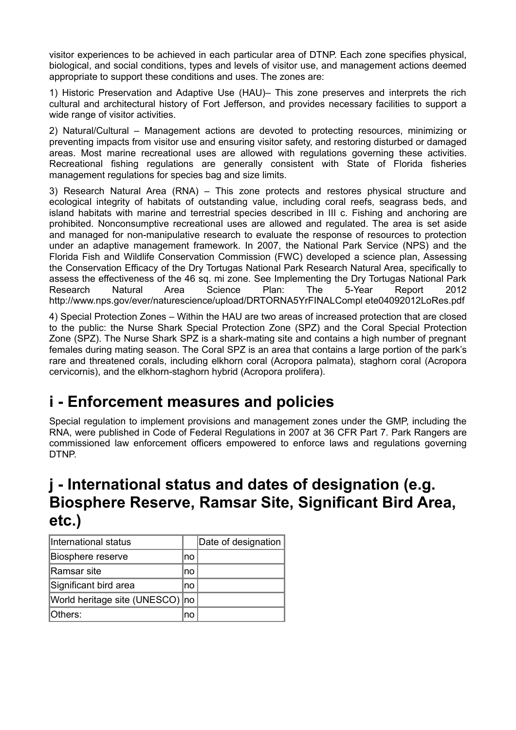visitor experiences to be achieved in each particular area of DTNP. Each zone specifies physical, biological, and social conditions, types and levels of visitor use, and management actions deemed appropriate to support these conditions and uses. The zones are:

1) Historic Preservation and Adaptive Use (HAU)– This zone preserves and interprets the rich cultural and architectural history of Fort Jefferson, and provides necessary facilities to support a wide range of visitor activities.

2) Natural/Cultural – Management actions are devoted to protecting resources, minimizing or preventing impacts from visitor use and ensuring visitor safety, and restoring disturbed or damaged areas. Most marine recreational uses are allowed with regulations governing these activities. Recreational fishing regulations are generally consistent with State of Florida fisheries management regulations for species bag and size limits.

3) Research Natural Area (RNA) – This zone protects and restores physical structure and ecological integrity of habitats of outstanding value, including coral reefs, seagrass beds, and island habitats with marine and terrestrial species described in III c. Fishing and anchoring are prohibited. Nonconsumptive recreational uses are allowed and regulated. The area is set aside and managed for non-manipulative research to evaluate the response of resources to protection under an adaptive management framework. In 2007, the National Park Service (NPS) and the Florida Fish and Wildlife Conservation Commission (FWC) developed a science plan, Assessing the Conservation Efficacy of the Dry Tortugas National Park Research Natural Area, specifically to assess the effectiveness of the 46 sq. mi zone. See Implementing the Dry Tortugas National Park Research Natural Area Science Plan: The 5-Year Report 2012 http://www.nps.gov/ever/naturescience/upload/DRTORNA5YrFINALCompl ete04092012LoRes.pdf

4) Special Protection Zones – Within the HAU are two areas of increased protection that are closed to the public: the Nurse Shark Special Protection Zone (SPZ) and the Coral Special Protection Zone (SPZ). The Nurse Shark SPZ is a shark-mating site and contains a high number of pregnant females during mating season. The Coral SPZ is an area that contains a large portion of the park's rare and threatened corals, including elkhorn coral (Acropora palmata), staghorn coral (Acropora cervicornis), and the elkhorn-staghorn hybrid (Acropora prolifera).

# i - Enforcement measures and policies

Special regulation to implement provisions and management zones under the GMP, including the RNA, were published in Code of Federal Regulations in 2007 at 36 CFR Part 7. Park Rangers are commissioned law enforcement officers empowered to enforce laws and regulations governing DTNP.

# j - International status and dates of designation (e.g. Biosphere Reserve, Ramsar Site, Significant Bird Area, etc.)

| International status | | Date of designation |
|---|---|---|
| Biosphere reserve | no | |
| Ramsar site | no | |
| Significant bird area | no | |
| World heritage site (UNESCO) | no | |
| Others: | no | |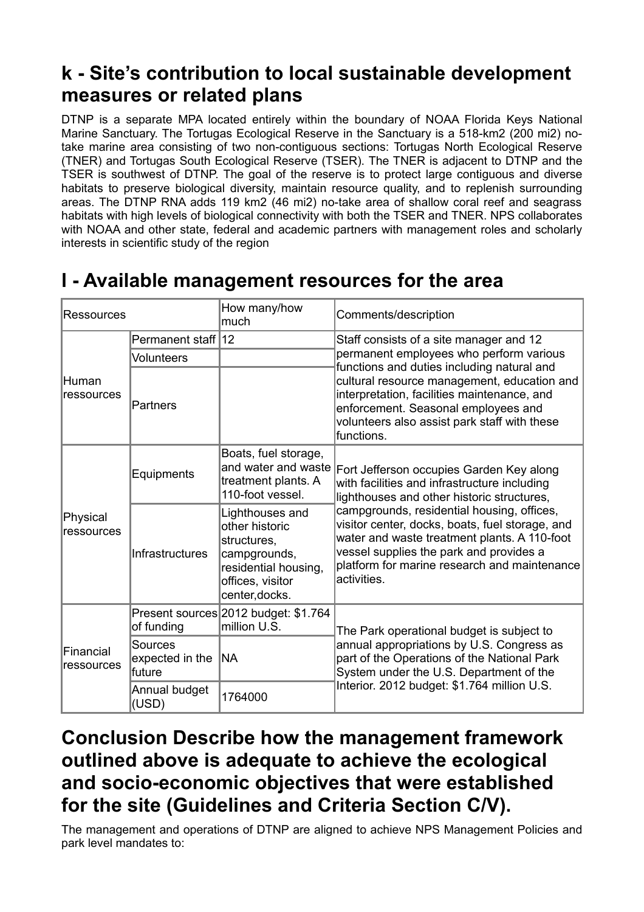## k - Site's contribution to local sustainable development measures or related plans

DTNP is a separate MPA located entirely within the boundary of NOAA Florida Keys National Marine Sanctuary. The Tortugas Ecological Reserve in the Sanctuary is a 518-km2 (200 mi2) no-take marine area consisting of two non-contiguous sections: Tortugas North Ecological Reserve (TNER) and Tortugas South Ecological Reserve (TSER). The TNER is adjacent to DTNP and the TSER is southwest of DTNP. The goal of the reserve is to protect large contiguous and diverse habitats to preserve biological diversity, maintain resource quality, and to replenish surrounding areas. The DTNP RNA adds 119 km2 (46 mi2) no-take area of shallow coral reef and seagrass habitats with high levels of biological connectivity with both the TSER and TNER. NPS collaborates with NOAA and other state, federal and academic partners with management roles and scholarly interests in scientific study of the region

## l - Available management resources for the area

| Ressources | | How many/how much | Comments/description |
|---|---|---|---|
| Human ressources | Permanent staff | 12 | Staff consists of a site manager and 12 permanent employees who perform various functions and duties including natural and cultural resource management, education and interpretation, facilities maintenance, and enforcement. Seasonal employees and volunteers also assist park staff with these functions. |
| | Volunteers | | |
| | Partners | | |
| Physical ressources | Equipments | Boats, fuel storage, and water and waste treatment plants. A 110-foot vessel. | Fort Jefferson occupies Garden Key along with facilities and infrastructure including lighthouses and other historic structures, campgrounds, residential housing, offices, visitor center, docks, boats, fuel storage, and water and waste treatment plants. A 110-foot vessel supplies the park and provides a platform for marine research and maintenance activities. |
| | Infrastructures | Lighthouses and other historic structures, campgrounds, residential housing, offices, visitor center,docks. | |
| Financial ressources | Present sources of funding | 2012 budget: $1.764 million U.S. | The Park operational budget is subject to annual appropriations by U.S. Congress as part of the Operations of the National Park System under the U.S. Department of the Interior. 2012 budget: $1.764 million U.S. |
| | Sources expected in the future | NA | |
| | Annual budget (USD) | 1764000 | |

## Conclusion Describe how the management framework outlined above is adequate to achieve the ecological and socio-economic objectives that were established for the site (Guidelines and Criteria Section C/V).

The management and operations of DTNP are aligned to achieve NPS Management Policies and park level mandates to: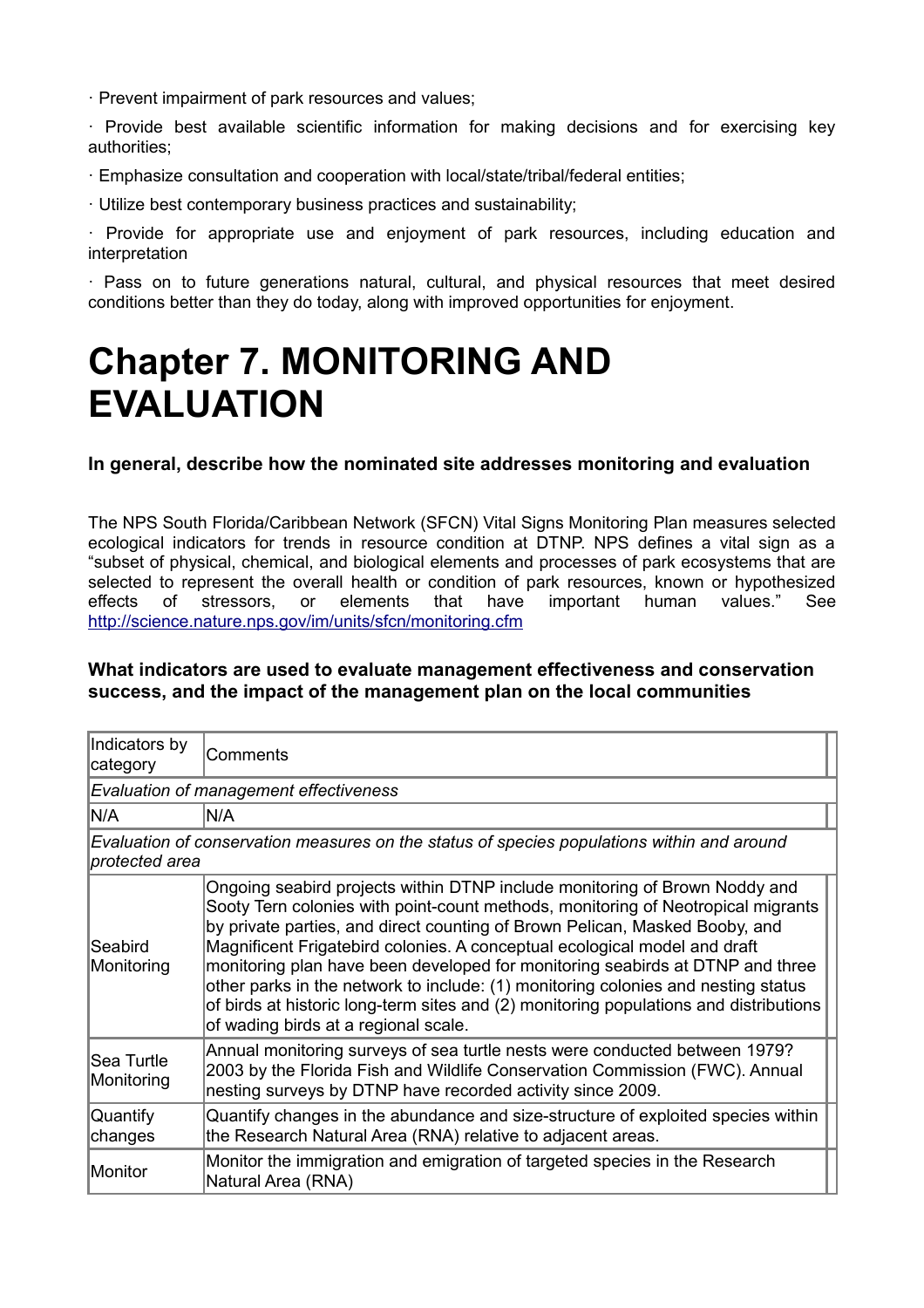· Prevent impairment of park resources and values;

· Provide best available scientific information for making decisions and for exercising key authorities;

· Emphasize consultation and cooperation with local/state/tribal/federal entities;

· Utilize best contemporary business practices and sustainability;

· Provide for appropriate use and enjoyment of park resources, including education and interpretation

· Pass on to future generations natural, cultural, and physical resources that meet desired conditions better than they do today, along with improved opportunities for enjoyment.

# Chapter 7. MONITORING AND EVALUATION

**In general, describe how the nominated site addresses monitoring and evaluation**

The NPS South Florida/Caribbean Network (SFCN) Vital Signs Monitoring Plan measures selected ecological indicators for trends in resource condition at DTNP. NPS defines a vital sign as a "subset of physical, chemical, and biological elements and processes of park ecosystems that are selected to represent the overall health or condition of park resources, known or hypothesized effects of stressors, or elements that have important human values." See http://science.nature.nps.gov/im/units/sfcn/monitoring.cfm

**What indicators are used to evaluate management effectiveness and conservation success, and the impact of the management plan on the local communities**

| Indicators by category | Comments |
|---|---|
| *Evaluation of management effectiveness* | |
| N/A | N/A |
| *Evaluation of conservation measures on the status of species populations within and around protected area* | |
| Seabird Monitoring | Ongoing seabird projects within DTNP include monitoring of Brown Noddy and Sooty Tern colonies with point-count methods, monitoring of Neotropical migrants by private parties, and direct counting of Brown Pelican, Masked Booby, and Magnificent Frigatebird colonies. A conceptual ecological model and draft monitoring plan have been developed for monitoring seabirds at DTNP and three other parks in the network to include: (1) monitoring colonies and nesting status of birds at historic long-term sites and (2) monitoring populations and distributions of wading birds at a regional scale. |
| Sea Turtle Monitoring | Annual monitoring surveys of sea turtle nests were conducted between 1979?2003 by the Florida Fish and Wildlife Conservation Commission (FWC). Annual nesting surveys by DTNP have recorded activity since 2009. |
| Quantify changes | Quantify changes in the abundance and size-structure of exploited species within the Research Natural Area (RNA) relative to adjacent areas. |
| Monitor | Monitor the immigration and emigration of targeted species in the Research Natural Area (RNA) |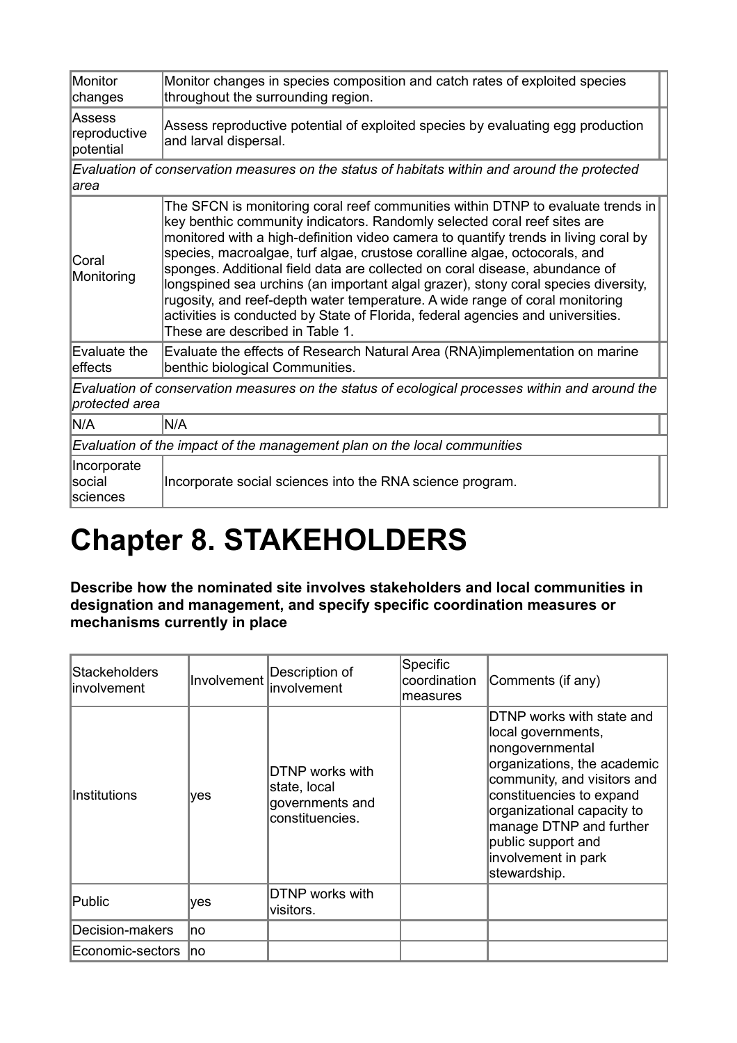| | |
|---|---|
| Monitor changes | Monitor changes in species composition and catch rates of exploited species throughout the surrounding region. |
| Assess reproductive potential | Assess reproductive potential of exploited species by evaluating egg production and larval dispersal. |
| *Evaluation of conservation measures on the status of habitats within and around the protected area* | |
| Coral Monitoring | The SFCN is monitoring coral reef communities within DTNP to evaluate trends in key benthic community indicators. Randomly selected coral reef sites are monitored with a high-definition video camera to quantify trends in living coral by species, macroalgae, turf algae, crustose coralline algae, octocorals, and sponges. Additional field data are collected on coral disease, abundance of longspined sea urchins (an important algal grazer), stony coral species diversity, rugosity, and reef-depth water temperature. A wide range of coral monitoring activities is conducted by State of Florida, federal agencies and universities. These are described in Table 1. |
| Evaluate the effects | Evaluate the effects of Research Natural Area (RNA)implementation on marine benthic biological Communities. |
| *Evaluation of conservation measures on the status of ecological processes within and around the protected area* | |
| N/A | N/A |
| *Evaluation of the impact of the management plan on the local communities* | |
| Incorporate social sciences | Incorporate social sciences into the RNA science program. |

# Chapter 8. STAKEHOLDERS

**Describe how the nominated site involves stakeholders and local communities in designation and management, and specify specific coordination measures or mechanisms currently in place**

| Stackeholders involvement | Involvement | Description of involvement | Specific coordination measures | Comments (if any) |
|---|---|---|---|---|
| Institutions | yes | DTNP works with state, local governments and constituencies. | | DTNP works with state and local governments, nongovernmental organizations, the academic community, and visitors and constituencies to expand organizational capacity to manage DTNP and further public support and involvement in park stewardship. |
| Public | yes | DTNP works with visitors. | | |
| Decision-makers | no | | | |
| Economic-sectors | no | | | |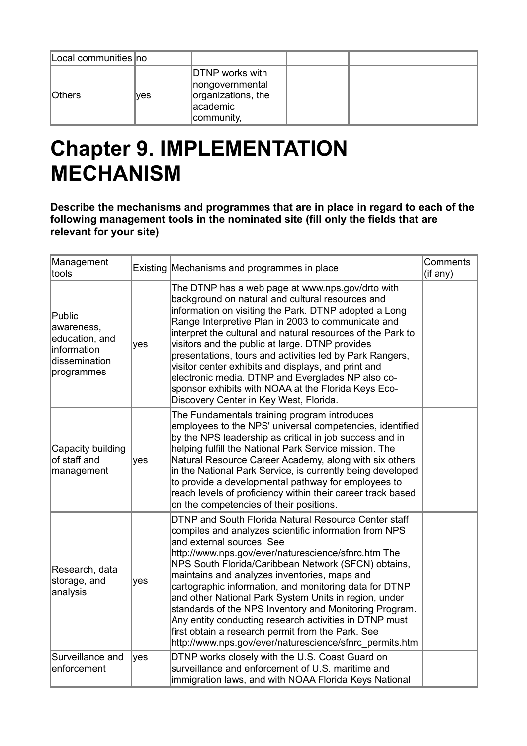| Local communities | no | | | |
|---|---|---|---|---|
| Others | yes | DTNP works with nongovernmental organizations, the academic community, | | |

# Chapter 9. IMPLEMENTATION MECHANISM

**Describe the mechanisms and programmes that are in place in regard to each of the following management tools in the nominated site (fill only the fields that are relevant for your site)**

| Management tools | Existing | Mechanisms and programmes in place | Comments (if any) |
|---|---|---|---|
| Public awareness, education, and information dissemination programmes | yes | The DTNP has a web page at www.nps.gov/drto with background on natural and cultural resources and information on visiting the Park. DTNP adopted a Long Range Interpretive Plan in 2003 to communicate and interpret the cultural and natural resources of the Park to visitors and the public at large. DTNP provides presentations, tours and activities led by Park Rangers, visitor center exhibits and displays, and print and electronic media. DTNP and Everglades NP also co-sponsor exhibits with NOAA at the Florida Keys Eco-Discovery Center in Key West, Florida. | |
| Capacity building of staff and management | yes | The Fundamentals training program introduces employees to the NPS' universal competencies, identified by the NPS leadership as critical in job success and in helping fulfill the National Park Service mission. The Natural Resource Career Academy, along with six others in the National Park Service, is currently being developed to provide a developmental pathway for employees to reach levels of proficiency within their career track based on the competencies of their positions. | |
| Research, data storage, and analysis | yes | DTNP and South Florida Natural Resource Center staff compiles and analyzes scientific information from NPS and external sources. See http://www.nps.gov/ever/naturescience/sfnrc.htm The NPS South Florida/Caribbean Network (SFCN) obtains, maintains and analyzes inventories, maps and cartographic information, and monitoring data for DTNP and other National Park System Units in region, under standards of the NPS Inventory and Monitoring Program. Any entity conducting research activities in DTNP must first obtain a research permit from the Park. See http://www.nps.gov/ever/naturescience/sfnrc_permits.htm | |
| Surveillance and enforcement | yes | DTNP works closely with the U.S. Coast Guard on surveillance and enforcement of U.S. maritime and immigration laws, and with NOAA Florida Keys National | |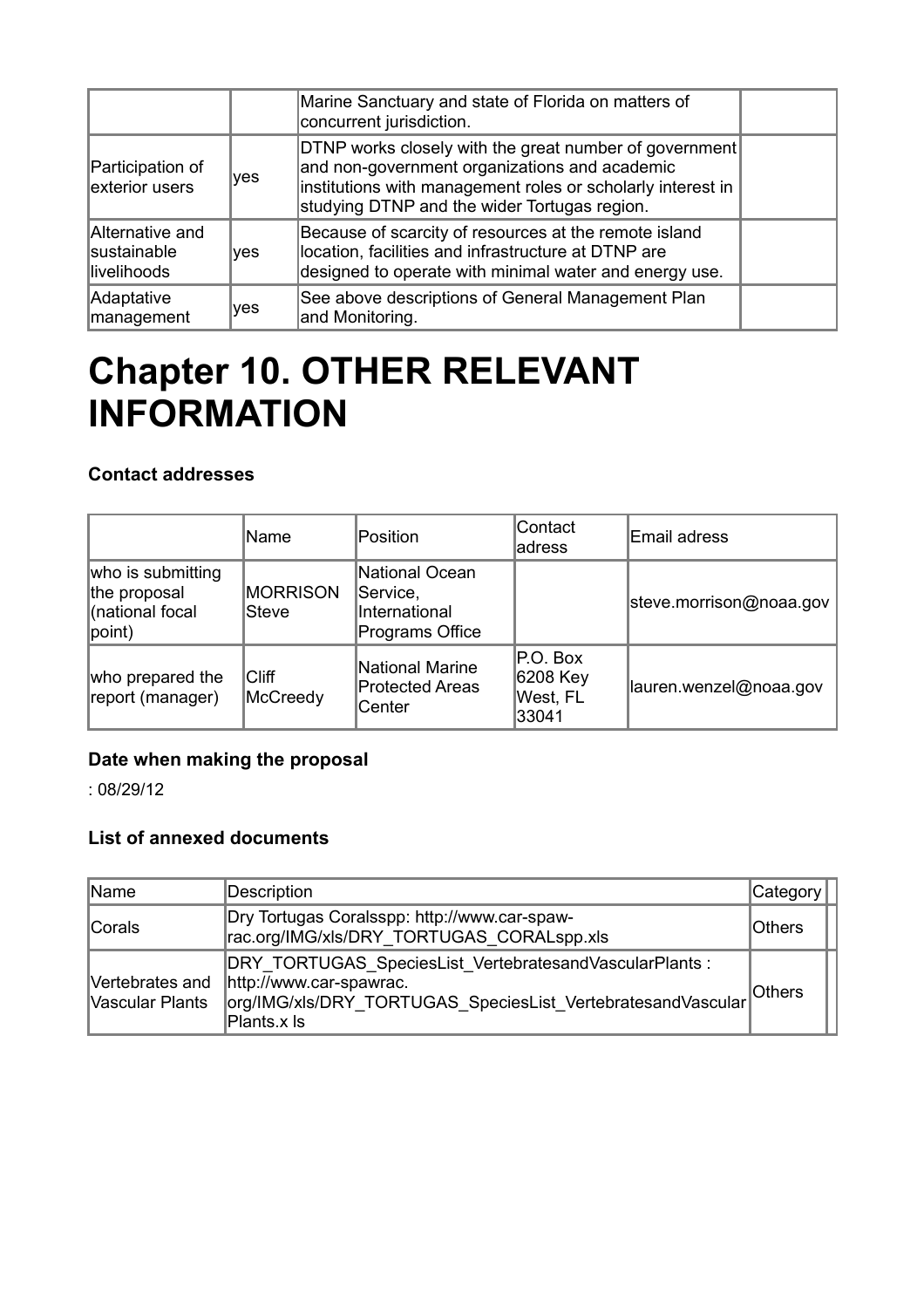| | | | |
|---|---|---|---|
| | | Marine Sanctuary and state of Florida on matters of concurrent jurisdiction. | |
| Participation of exterior users | yes | DTNP works closely with the great number of government and non-government organizations and academic institutions with management roles or scholarly interest in studying DTNP and the wider Tortugas region. | |
| Alternative and sustainable livelihoods | yes | Because of scarcity of resources at the remote island location, facilities and infrastructure at DTNP are designed to operate with minimal water and energy use. | |
| Adaptative management | yes | See above descriptions of General Management Plan and Monitoring. | |

# Chapter 10. OTHER RELEVANT INFORMATION

### Contact addresses

| | Name | Position | Contact adress | Email adress |
|---|---|---|---|---|
| who is submitting the proposal (national focal point) | MORRISON Steve | National Ocean Service, International Programs Office | | steve.morrison@noaa.gov |
| who prepared the report (manager) | Cliff McCreedy | National Marine Protected Areas Center | P.O. Box 6208 Key West, FL 33041 | lauren.wenzel@noaa.gov |

### Date when making the proposal

: 08/29/12

### List of annexed documents

| Name | Description | Category | |
|---|---|---|---|
| Corals | Dry Tortugas Coralsspp: http://www.car-spaw-rac.org/IMG/xls/DRY_TORTUGAS_CORALspp.xls | Others | |
| Vertebrates and Vascular Plants | DRY_TORTUGAS_SpeciesList_VertebratesandVascularPlants : http://www.car-spawrac. org/IMG/xls/DRY_TORTUGAS_SpeciesList_VertebratesandVascularPlants.x ls | Others | |